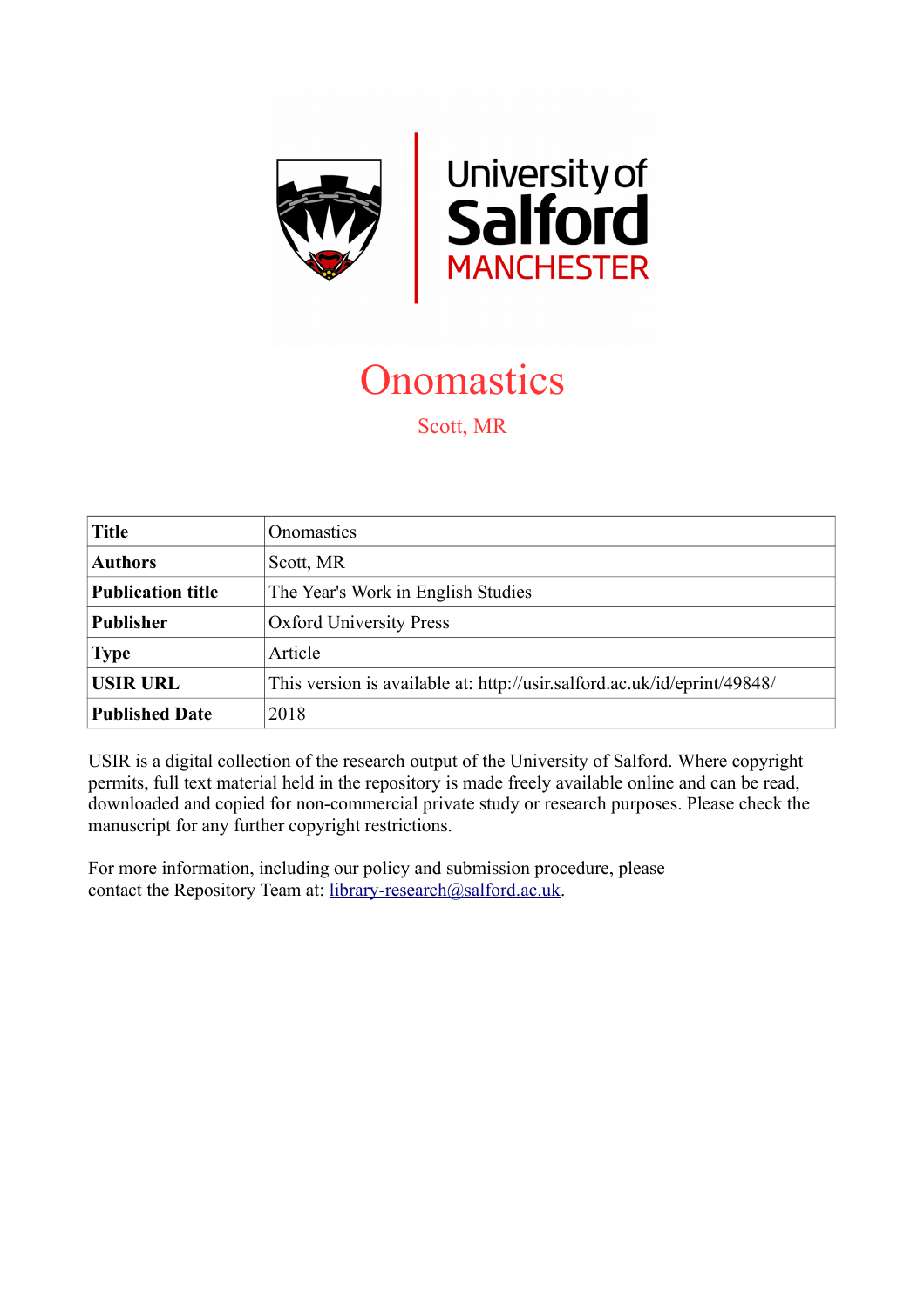# Onomastics

Scott, MR

| Title | Onomastics |
|---|---|
| **Authors** | Scott, MR |
| **Publication title** | The Year's Work in English Studies |
| **Publisher** | Oxford University Press |
| **Type** | Article |
| **USIR URL** | This version is available at: http://usir.salford.ac.uk/id/eprint/49848/ |
| **Published Date** | 2018 |

USIR is a digital collection of the research output of the University of Salford. Where copyright permits, full text material held in the repository is made freely available online and can be read, downloaded and copied for non-commercial private study or research purposes. Please check the manuscript for any further copyright restrictions.

For more information, including our policy and submission procedure, please contact the Repository Team at: library-research@salford.ac.uk.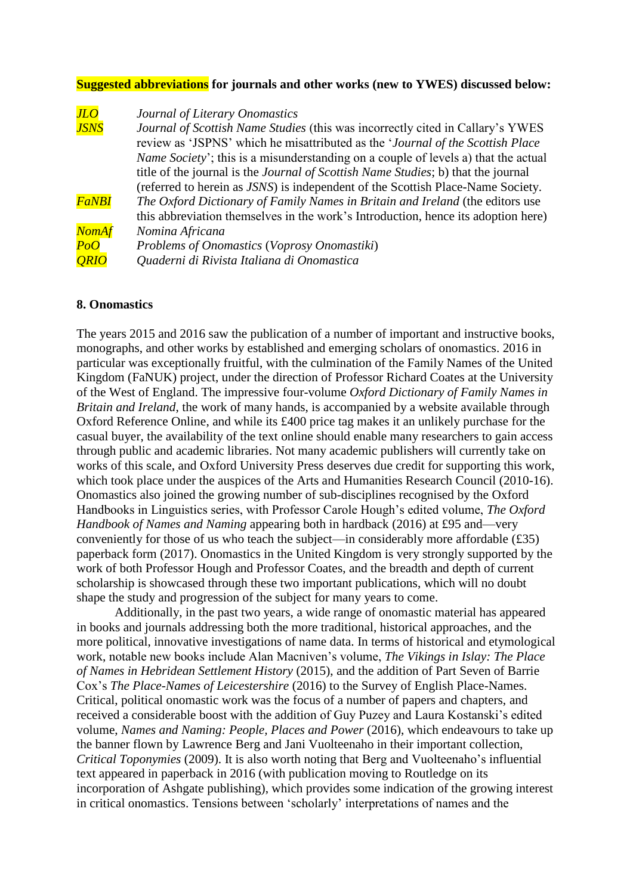**Suggested abbreviations** for journals and other works (new to YWES) discussed below:

| | |
|---|---|
| *JLO* | *Journal of Literary Onomastics* |
| *JSNS* | *Journal of Scottish Name Studies* (this was incorrectly cited in Callary's YWES review as 'JSPNS' which he misattributed as the '*Journal of the Scottish Place Name Society*'; this is a misunderstanding on a couple of levels a) that the actual title of the journal is the *Journal of Scottish Name Studies*; b) that the journal (referred to herein as *JSNS*) is independent of the Scottish Place-Name Society. |
| *FaNBI* | *The Oxford Dictionary of Family Names in Britain and Ireland* (the editors use this abbreviation themselves in the work's Introduction, hence its adoption here) |
| *NomAf* | *Nomina Africana* |
| *PoO* | *Problems of Onomastics* (*Voprosy Onomastiki*) |
| *QRIO* | *Quaderni di Rivista Italiana di Onomastica* |

## 8. Onomastics

The years 2015 and 2016 saw the publication of a number of important and instructive books, monographs, and other works by established and emerging scholars of onomastics. 2016 in particular was exceptionally fruitful, with the culmination of the Family Names of the United Kingdom (FaNUK) project, under the direction of Professor Richard Coates at the University of the West of England. The impressive four-volume *Oxford Dictionary of Family Names in Britain and Ireland*, the work of many hands, is accompanied by a website available through Oxford Reference Online, and while its £400 price tag makes it an unlikely purchase for the casual buyer, the availability of the text online should enable many researchers to gain access through public and academic libraries. Not many academic publishers will currently take on works of this scale, and Oxford University Press deserves due credit for supporting this work, which took place under the auspices of the Arts and Humanities Research Council (2010-16). Onomastics also joined the growing number of sub-disciplines recognised by the Oxford Handbooks in Linguistics series, with Professor Carole Hough's edited volume, *The Oxford Handbook of Names and Naming* appearing both in hardback (2016) at £95 and—very conveniently for those of us who teach the subject—in considerably more affordable (£35) paperback form (2017). Onomastics in the United Kingdom is very strongly supported by the work of both Professor Hough and Professor Coates, and the breadth and depth of current scholarship is showcased through these two important publications, which will no doubt shape the study and progression of the subject for many years to come.

Additionally, in the past two years, a wide range of onomastic material has appeared in books and journals addressing both the more traditional, historical approaches, and the more political, innovative investigations of name data. In terms of historical and etymological work, notable new books include Alan Macniven's volume, *The Vikings in Islay: The Place of Names in Hebridean Settlement History* (2015), and the addition of Part Seven of Barrie Cox's *The Place-Names of Leicestershire* (2016) to the Survey of English Place-Names. Critical, political onomastic work was the focus of a number of papers and chapters, and received a considerable boost with the addition of Guy Puzey and Laura Kostanski's edited volume, *Names and Naming: People, Places and Power* (2016), which endeavours to take up the banner flown by Lawrence Berg and Jani Vuolteenaho in their important collection, *Critical Toponymies* (2009). It is also worth noting that Berg and Vuolteenaho's influential text appeared in paperback in 2016 (with publication moving to Routledge on its incorporation of Ashgate publishing), which provides some indication of the growing interest in critical onomastics. Tensions between 'scholarly' interpretations of names and the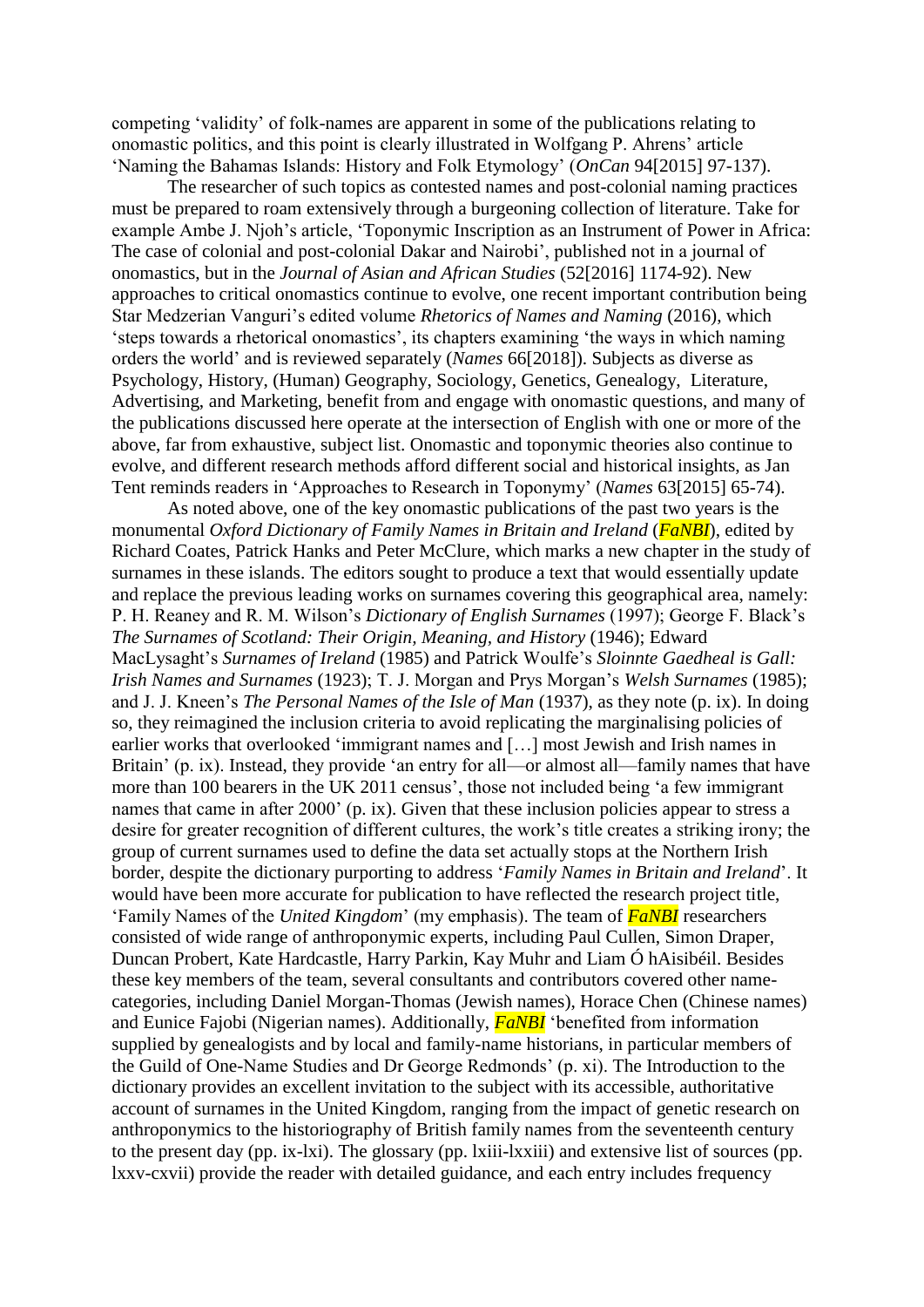competing 'validity' of folk-names are apparent in some of the publications relating to onomastic politics, and this point is clearly illustrated in Wolfgang P. Ahrens' article 'Naming the Bahamas Islands: History and Folk Etymology' (*OnCan* 94[2015] 97-137).

The researcher of such topics as contested names and post-colonial naming practices must be prepared to roam extensively through a burgeoning collection of literature. Take for example Ambe J. Njoh's article, 'Toponymic Inscription as an Instrument of Power in Africa: The case of colonial and post-colonial Dakar and Nairobi', published not in a journal of onomastics, but in the *Journal of Asian and African Studies* (52[2016] 1174-92). New approaches to critical onomastics continue to evolve, one recent important contribution being Star Medzerian Vanguri's edited volume *Rhetorics of Names and Naming* (2016), which 'steps towards a rhetorical onomastics', its chapters examining 'the ways in which naming orders the world' and is reviewed separately (*Names* 66[2018]). Subjects as diverse as Psychology, History, (Human) Geography, Sociology, Genetics, Genealogy, Literature, Advertising, and Marketing, benefit from and engage with onomastic questions, and many of the publications discussed here operate at the intersection of English with one or more of the above, far from exhaustive, subject list. Onomastic and toponymic theories also continue to evolve, and different research methods afford different social and historical insights, as Jan Tent reminds readers in 'Approaches to Research in Toponymy' (*Names* 63[2015] 65-74).

As noted above, one of the key onomastic publications of the past two years is the monumental *Oxford Dictionary of Family Names in Britain and Ireland* (*FaNBI*), edited by Richard Coates, Patrick Hanks and Peter McClure, which marks a new chapter in the study of surnames in these islands. The editors sought to produce a text that would essentially update and replace the previous leading works on surnames covering this geographical area, namely: P. H. Reaney and R. M. Wilson's *Dictionary of English Surnames* (1997); George F. Black's *The Surnames of Scotland: Their Origin, Meaning, and History* (1946); Edward MacLysaght's *Surnames of Ireland* (1985) and Patrick Woulfe's *Sloinnte Gaedheal is Gall: Irish Names and Surnames* (1923); T. J. Morgan and Prys Morgan's *Welsh Surnames* (1985); and J. J. Kneen's *The Personal Names of the Isle of Man* (1937), as they note (p. ix). In doing so, they reimagined the inclusion criteria to avoid replicating the marginalising policies of earlier works that overlooked 'immigrant names and […] most Jewish and Irish names in Britain' (p. ix). Instead, they provide 'an entry for all—or almost all—family names that have more than 100 bearers in the UK 2011 census', those not included being 'a few immigrant names that came in after 2000' (p. ix). Given that these inclusion policies appear to stress a desire for greater recognition of different cultures, the work's title creates a striking irony; the group of current surnames used to define the data set actually stops at the Northern Irish border, despite the dictionary purporting to address '*Family Names in Britain and Ireland*'. It would have been more accurate for publication to have reflected the research project title, 'Family Names of the *United Kingdom*' (my emphasis). The team of *FaNBI* researchers consisted of wide range of anthroponymic experts, including Paul Cullen, Simon Draper, Duncan Probert, Kate Hardcastle, Harry Parkin, Kay Muhr and Liam Ó hAisibéil. Besides these key members of the team, several consultants and contributors covered other name-categories, including Daniel Morgan-Thomas (Jewish names), Horace Chen (Chinese names) and Eunice Fajobi (Nigerian names). Additionally, *FaNBI* 'benefited from information supplied by genealogists and by local and family-name historians, in particular members of the Guild of One-Name Studies and Dr George Redmonds' (p. xi). The Introduction to the dictionary provides an excellent invitation to the subject with its accessible, authoritative account of surnames in the United Kingdom, ranging from the impact of genetic research on anthroponymics to the historiography of British family names from the seventeenth century to the present day (pp. ix-lxi). The glossary (pp. lxiii-lxxiii) and extensive list of sources (pp. lxxv-cxvii) provide the reader with detailed guidance, and each entry includes frequency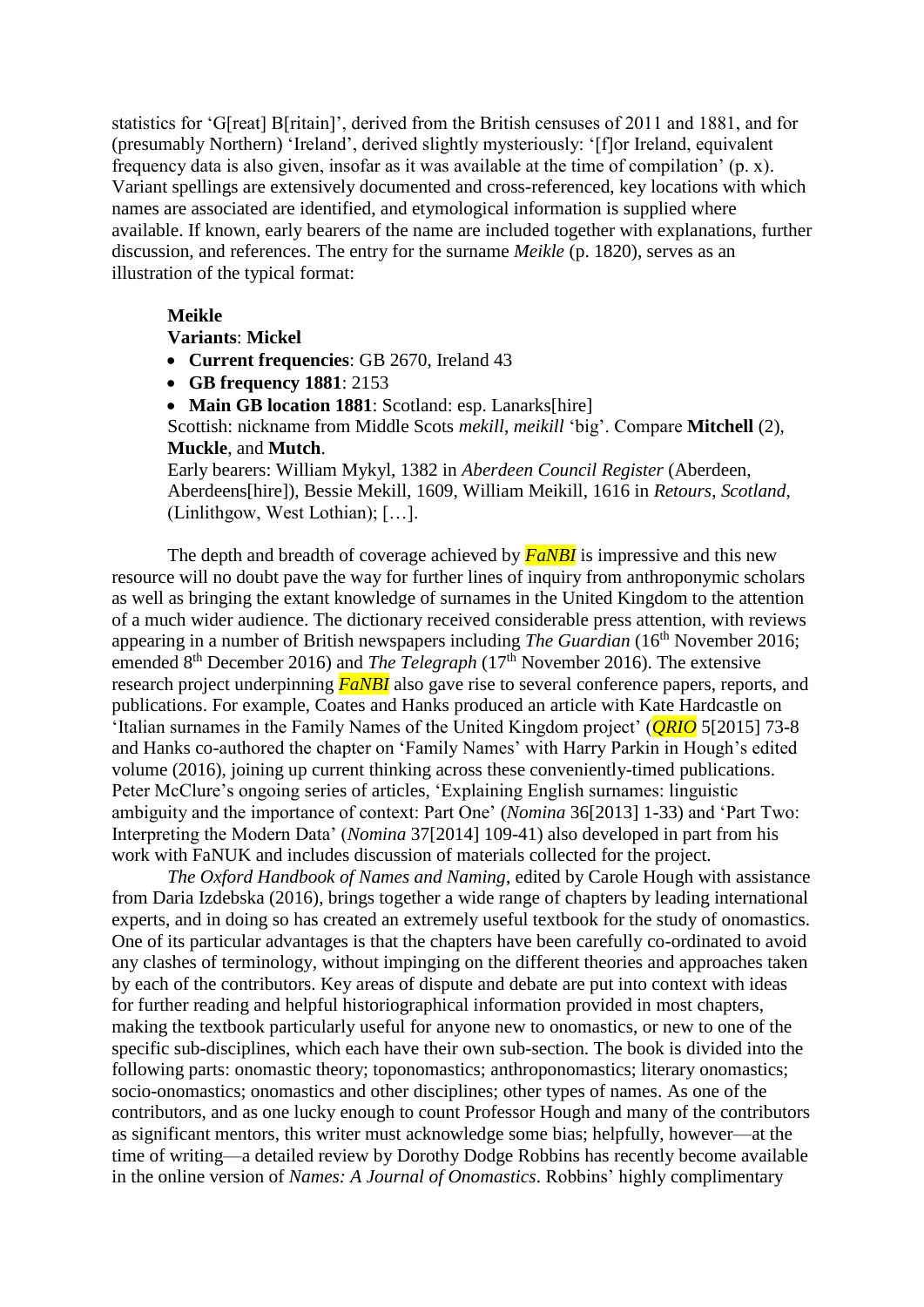statistics for 'G[reat] B[ritain]', derived from the British censuses of 2011 and 1881, and for (presumably Northern) 'Ireland', derived slightly mysteriously: '[f]or Ireland, equivalent frequency data is also given, insofar as it was available at the time of compilation' (p. x). Variant spellings are extensively documented and cross-referenced, key locations with which names are associated are identified, and etymological information is supplied where available. If known, early bearers of the name are included together with explanations, further discussion, and references. The entry for the surname *Meikle* (p. 1820), serves as an illustration of the typical format:

> **Meikle**
> **Variants**: **Mickel**
> - **Current frequencies**: GB 2670, Ireland 43
> - **GB frequency 1881**: 2153
> - **Main GB location 1881**: Scotland: esp. Lanarks[hire]
>
> Scottish: nickname from Middle Scots *mekill*, *meikill* 'big'. Compare **Mitchell** (2), **Muckle**, and **Mutch**.
> Early bearers: William Mykyl, 1382 in *Aberdeen Council Register* (Aberdeen, Aberdeens[hire]), Bessie Mekill, 1609, William Meikill, 1616 in *Retours*, *Scotland*, (Linlithgow, West Lothian); […].

The depth and breadth of coverage achieved by *FaNBI* is impressive and this new resource will no doubt pave the way for further lines of inquiry from anthroponymic scholars as well as bringing the extant knowledge of surnames in the United Kingdom to the attention of a much wider audience. The dictionary received considerable press attention, with reviews appearing in a number of British newspapers including *The Guardian* (16th November 2016; emended 8th December 2016) and *The Telegraph* (17th November 2016). The extensive research project underpinning *FaNBI* also gave rise to several conference papers, reports, and publications. For example, Coates and Hanks produced an article with Kate Hardcastle on 'Italian surnames in the Family Names of the United Kingdom project' (*QRIO* 5[2015] 73-8 and Hanks co-authored the chapter on 'Family Names' with Harry Parkin in Hough's edited volume (2016), joining up current thinking across these conveniently-timed publications. Peter McClure's ongoing series of articles, 'Explaining English surnames: linguistic ambiguity and the importance of context: Part One' (*Nomina* 36[2013] 1-33) and 'Part Two: Interpreting the Modern Data' (*Nomina* 37[2014] 109-41) also developed in part from his work with FaNUK and includes discussion of materials collected for the project.

*The Oxford Handbook of Names and Naming*, edited by Carole Hough with assistance from Daria Izdebska (2016), brings together a wide range of chapters by leading international experts, and in doing so has created an extremely useful textbook for the study of onomastics. One of its particular advantages is that the chapters have been carefully co-ordinated to avoid any clashes of terminology, without impinging on the different theories and approaches taken by each of the contributors. Key areas of dispute and debate are put into context with ideas for further reading and helpful historiographical information provided in most chapters, making the textbook particularly useful for anyone new to onomastics, or new to one of the specific sub-disciplines, which each have their own sub-section. The book is divided into the following parts: onomastic theory; toponomastics; anthroponomastics; literary onomastics; socio-onomastics; onomastics and other disciplines; other types of names. As one of the contributors, and as one lucky enough to count Professor Hough and many of the contributors as significant mentors, this writer must acknowledge some bias; helpfully, however—at the time of writing—a detailed review by Dorothy Dodge Robbins has recently become available in the online version of *Names: A Journal of Onomastics*. Robbins' highly complimentary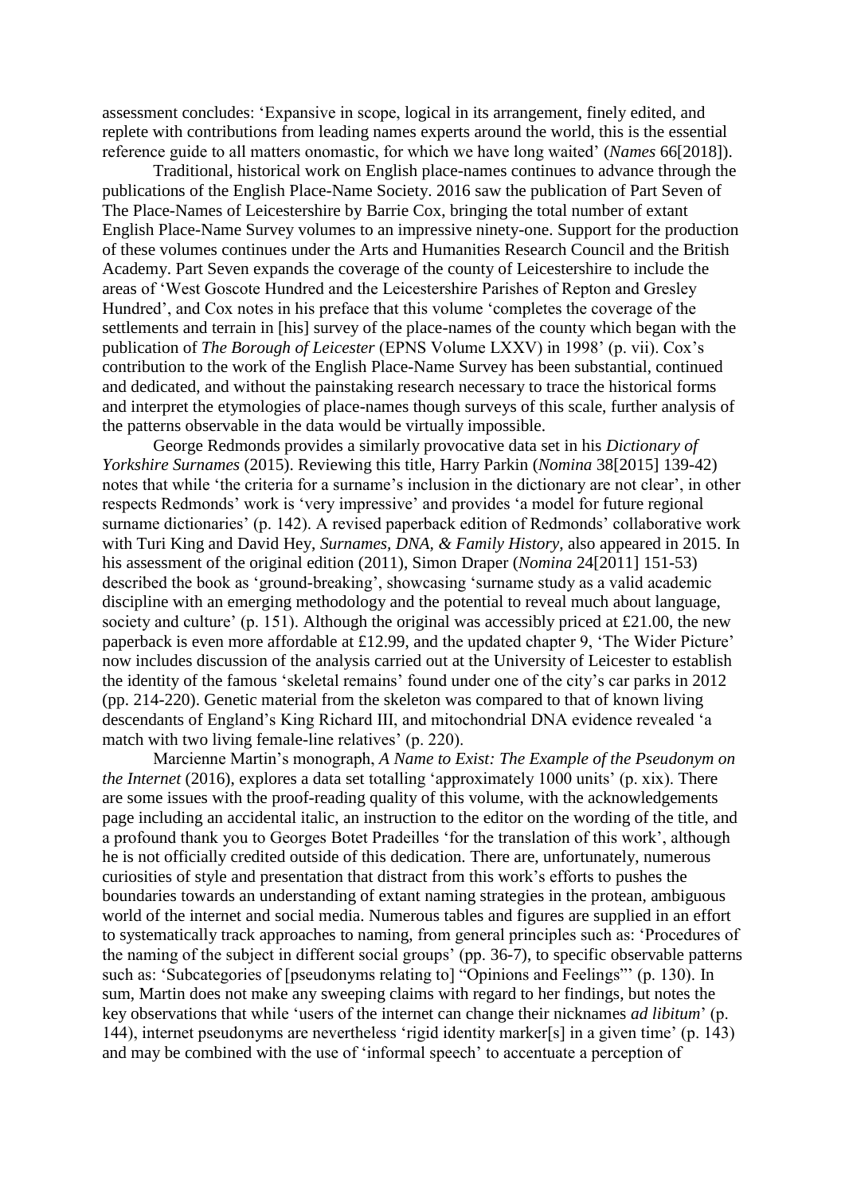assessment concludes: 'Expansive in scope, logical in its arrangement, finely edited, and replete with contributions from leading names experts around the world, this is the essential reference guide to all matters onomastic, for which we have long waited' (*Names* 66[2018]).

Traditional, historical work on English place-names continues to advance through the publications of the English Place-Name Society. 2016 saw the publication of Part Seven of The Place-Names of Leicestershire by Barrie Cox, bringing the total number of extant English Place-Name Survey volumes to an impressive ninety-one. Support for the production of these volumes continues under the Arts and Humanities Research Council and the British Academy. Part Seven expands the coverage of the county of Leicestershire to include the areas of 'West Goscote Hundred and the Leicestershire Parishes of Repton and Gresley Hundred', and Cox notes in his preface that this volume 'completes the coverage of the settlements and terrain in [his] survey of the place-names of the county which began with the publication of *The Borough of Leicester* (EPNS Volume LXXV) in 1998' (p. vii). Cox's contribution to the work of the English Place-Name Survey has been substantial, continued and dedicated, and without the painstaking research necessary to trace the historical forms and interpret the etymologies of place-names though surveys of this scale, further analysis of the patterns observable in the data would be virtually impossible.

George Redmonds provides a similarly provocative data set in his *Dictionary of Yorkshire Surnames* (2015). Reviewing this title, Harry Parkin (*Nomina* 38[2015] 139-42) notes that while 'the criteria for a surname's inclusion in the dictionary are not clear', in other respects Redmonds' work is 'very impressive' and provides 'a model for future regional surname dictionaries' (p. 142). A revised paperback edition of Redmonds' collaborative work with Turi King and David Hey, *Surnames, DNA, & Family History*, also appeared in 2015. In his assessment of the original edition (2011), Simon Draper (*Nomina* 24[2011] 151-53) described the book as 'ground-breaking', showcasing 'surname study as a valid academic discipline with an emerging methodology and the potential to reveal much about language, society and culture' (p. 151). Although the original was accessibly priced at £21.00, the new paperback is even more affordable at £12.99, and the updated chapter 9, 'The Wider Picture' now includes discussion of the analysis carried out at the University of Leicester to establish the identity of the famous 'skeletal remains' found under one of the city's car parks in 2012 (pp. 214-220). Genetic material from the skeleton was compared to that of known living descendants of England's King Richard III, and mitochondrial DNA evidence revealed 'a match with two living female-line relatives' (p. 220).

Marcienne Martin's monograph, *A Name to Exist: The Example of the Pseudonym on the Internet* (2016), explores a data set totalling 'approximately 1000 units' (p. xix). There are some issues with the proof-reading quality of this volume, with the acknowledgements page including an accidental italic, an instruction to the editor on the wording of the title, and a profound thank you to Georges Botet Pradeilles 'for the translation of this work', although he is not officially credited outside of this dedication. There are, unfortunately, numerous curiosities of style and presentation that distract from this work's efforts to pushes the boundaries towards an understanding of extant naming strategies in the protean, ambiguous world of the internet and social media. Numerous tables and figures are supplied in an effort to systematically track approaches to naming, from general principles such as: 'Procedures of the naming of the subject in different social groups' (pp. 36-7), to specific observable patterns such as: 'Subcategories of [pseudonyms relating to] "Opinions and Feelings"' (p. 130). In sum, Martin does not make any sweeping claims with regard to her findings, but notes the key observations that while 'users of the internet can change their nicknames *ad libitum*' (p. 144), internet pseudonyms are nevertheless 'rigid identity marker[s] in a given time' (p. 143) and may be combined with the use of 'informal speech' to accentuate a perception of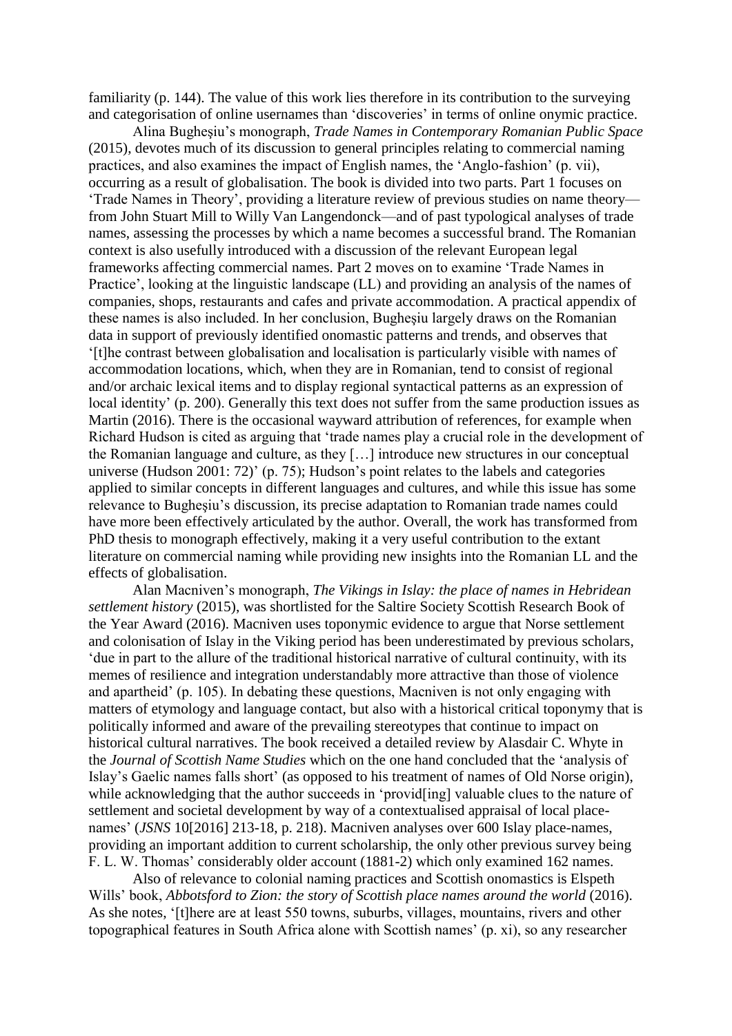familiarity (p. 144). The value of this work lies therefore in its contribution to the surveying and categorisation of online usernames than 'discoveries' in terms of online onymic practice.

Alina Bugheşiu's monograph, *Trade Names in Contemporary Romanian Public Space* (2015), devotes much of its discussion to general principles relating to commercial naming practices, and also examines the impact of English names, the 'Anglo-fashion' (p. vii), occurring as a result of globalisation. The book is divided into two parts. Part 1 focuses on 'Trade Names in Theory', providing a literature review of previous studies on name theory—from John Stuart Mill to Willy Van Langendonck—and of past typological analyses of trade names, assessing the processes by which a name becomes a successful brand. The Romanian context is also usefully introduced with a discussion of the relevant European legal frameworks affecting commercial names. Part 2 moves on to examine 'Trade Names in Practice', looking at the linguistic landscape (LL) and providing an analysis of the names of companies, shops, restaurants and cafes and private accommodation. A practical appendix of these names is also included. In her conclusion, Bugheşiu largely draws on the Romanian data in support of previously identified onomastic patterns and trends, and observes that '[t]he contrast between globalisation and localisation is particularly visible with names of accommodation locations, which, when they are in Romanian, tend to consist of regional and/or archaic lexical items and to display regional syntactical patterns as an expression of local identity' (p. 200). Generally this text does not suffer from the same production issues as Martin (2016). There is the occasional wayward attribution of references, for example when Richard Hudson is cited as arguing that 'trade names play a crucial role in the development of the Romanian language and culture, as they […] introduce new structures in our conceptual universe (Hudson 2001: 72)' (p. 75); Hudson's point relates to the labels and categories applied to similar concepts in different languages and cultures, and while this issue has some relevance to Bugheşiu's discussion, its precise adaptation to Romanian trade names could have more been effectively articulated by the author. Overall, the work has transformed from PhD thesis to monograph effectively, making it a very useful contribution to the extant literature on commercial naming while providing new insights into the Romanian LL and the effects of globalisation.

Alan Macniven's monograph, *The Vikings in Islay: the place of names in Hebridean settlement history* (2015), was shortlisted for the Saltire Society Scottish Research Book of the Year Award (2016). Macniven uses toponymic evidence to argue that Norse settlement and colonisation of Islay in the Viking period has been underestimated by previous scholars, 'due in part to the allure of the traditional historical narrative of cultural continuity, with its memes of resilience and integration understandably more attractive than those of violence and apartheid' (p. 105). In debating these questions, Macniven is not only engaging with matters of etymology and language contact, but also with a historical critical toponymy that is politically informed and aware of the prevailing stereotypes that continue to impact on historical cultural narratives. The book received a detailed review by Alasdair C. Whyte in the *Journal of Scottish Name Studies* which on the one hand concluded that the 'analysis of Islay's Gaelic names falls short' (as opposed to his treatment of names of Old Norse origin), while acknowledging that the author succeeds in 'provid[ing] valuable clues to the nature of settlement and societal development by way of a contextualised appraisal of local place-names' (*JSNS* 10[2016] 213-18, p. 218). Macniven analyses over 600 Islay place-names, providing an important addition to current scholarship, the only other previous survey being F. L. W. Thomas' considerably older account (1881-2) which only examined 162 names.

Also of relevance to colonial naming practices and Scottish onomastics is Elspeth Wills' book, *Abbotsford to Zion: the story of Scottish place names around the world* (2016). As she notes, '[t]here are at least 550 towns, suburbs, villages, mountains, rivers and other topographical features in South Africa alone with Scottish names' (p. xi), so any researcher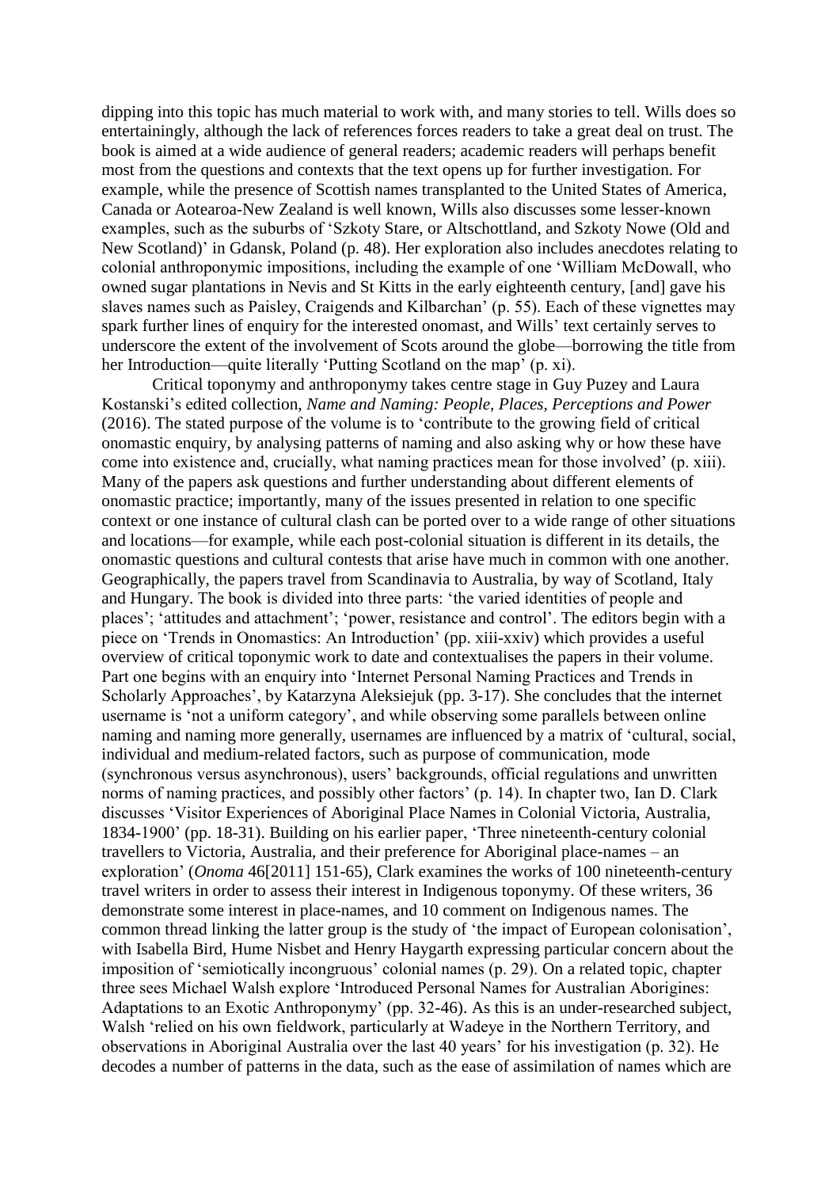dipping into this topic has much material to work with, and many stories to tell. Wills does so entertainingly, although the lack of references forces readers to take a great deal on trust. The book is aimed at a wide audience of general readers; academic readers will perhaps benefit most from the questions and contexts that the text opens up for further investigation. For example, while the presence of Scottish names transplanted to the United States of America, Canada or Aotearoa-New Zealand is well known, Wills also discusses some lesser-known examples, such as the suburbs of 'Szkoty Stare, or Altschottland, and Szkoty Nowe (Old and New Scotland)' in Gdansk, Poland (p. 48). Her exploration also includes anecdotes relating to colonial anthroponymic impositions, including the example of one 'William McDowall, who owned sugar plantations in Nevis and St Kitts in the early eighteenth century, [and] gave his slaves names such as Paisley, Craigends and Kilbarchan' (p. 55). Each of these vignettes may spark further lines of enquiry for the interested onomast, and Wills' text certainly serves to underscore the extent of the involvement of Scots around the globe—borrowing the title from her Introduction—quite literally 'Putting Scotland on the map' (p. xi).

Critical toponymy and anthroponymy takes centre stage in Guy Puzey and Laura Kostanski's edited collection, *Name and Naming: People, Places, Perceptions and Power* (2016). The stated purpose of the volume is to 'contribute to the growing field of critical onomastic enquiry, by analysing patterns of naming and also asking why or how these have come into existence and, crucially, what naming practices mean for those involved' (p. xiii). Many of the papers ask questions and further understanding about different elements of onomastic practice; importantly, many of the issues presented in relation to one specific context or one instance of cultural clash can be ported over to a wide range of other situations and locations—for example, while each post-colonial situation is different in its details, the onomastic questions and cultural contests that arise have much in common with one another. Geographically, the papers travel from Scandinavia to Australia, by way of Scotland, Italy and Hungary. The book is divided into three parts: 'the varied identities of people and places'; 'attitudes and attachment'; 'power, resistance and control'. The editors begin with a piece on 'Trends in Onomastics: An Introduction' (pp. xiii-xxiv) which provides a useful overview of critical toponymic work to date and contextualises the papers in their volume. Part one begins with an enquiry into 'Internet Personal Naming Practices and Trends in Scholarly Approaches', by Katarzyna Aleksiejuk (pp. 3-17). She concludes that the internet username is 'not a uniform category', and while observing some parallels between online naming and naming more generally, usernames are influenced by a matrix of 'cultural, social, individual and medium-related factors, such as purpose of communication, mode (synchronous versus asynchronous), users' backgrounds, official regulations and unwritten norms of naming practices, and possibly other factors' (p. 14). In chapter two, Ian D. Clark discusses 'Visitor Experiences of Aboriginal Place Names in Colonial Victoria, Australia, 1834-1900' (pp. 18-31). Building on his earlier paper, 'Three nineteenth-century colonial travellers to Victoria, Australia, and their preference for Aboriginal place-names – an exploration' (*Onoma* 46[2011] 151-65), Clark examines the works of 100 nineteenth-century travel writers in order to assess their interest in Indigenous toponymy. Of these writers, 36 demonstrate some interest in place-names, and 10 comment on Indigenous names. The common thread linking the latter group is the study of 'the impact of European colonisation', with Isabella Bird, Hume Nisbet and Henry Haygarth expressing particular concern about the imposition of 'semiotically incongruous' colonial names (p. 29). On a related topic, chapter three sees Michael Walsh explore 'Introduced Personal Names for Australian Aborigines: Adaptations to an Exotic Anthroponymy' (pp. 32-46). As this is an under-researched subject, Walsh 'relied on his own fieldwork, particularly at Wadeye in the Northern Territory, and observations in Aboriginal Australia over the last 40 years' for his investigation (p. 32). He decodes a number of patterns in the data, such as the ease of assimilation of names which are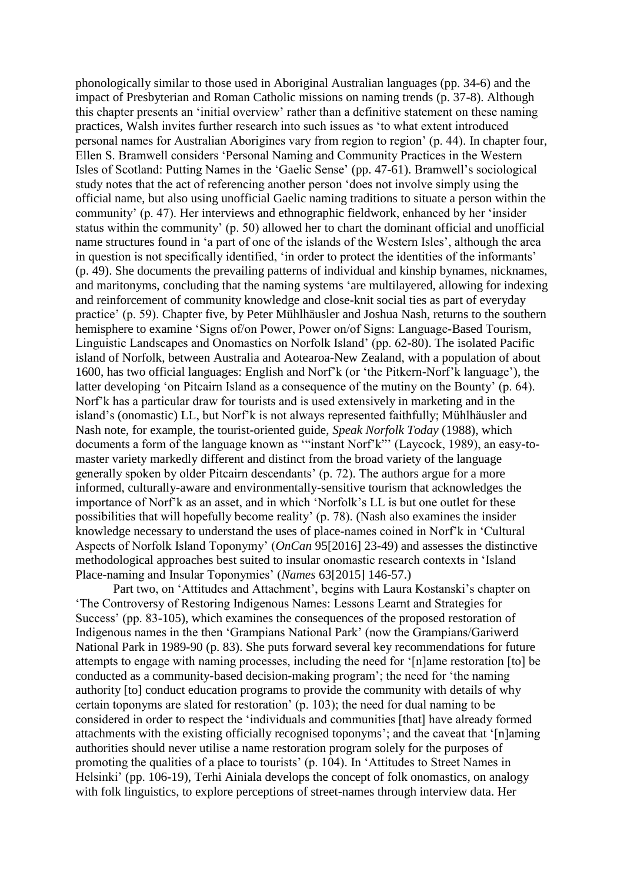phonologically similar to those used in Aboriginal Australian languages (pp. 34-6) and the impact of Presbyterian and Roman Catholic missions on naming trends (p. 37-8). Although this chapter presents an 'initial overview' rather than a definitive statement on these naming practices, Walsh invites further research into such issues as 'to what extent introduced personal names for Australian Aborigines vary from region to region' (p. 44). In chapter four, Ellen S. Bramwell considers 'Personal Naming and Community Practices in the Western Isles of Scotland: Putting Names in the 'Gaelic Sense' (pp. 47-61). Bramwell's sociological study notes that the act of referencing another person 'does not involve simply using the official name, but also using unofficial Gaelic naming traditions to situate a person within the community' (p. 47). Her interviews and ethnographic fieldwork, enhanced by her 'insider status within the community' (p. 50) allowed her to chart the dominant official and unofficial name structures found in 'a part of one of the islands of the Western Isles', although the area in question is not specifically identified, 'in order to protect the identities of the informants' (p. 49). She documents the prevailing patterns of individual and kinship bynames, nicknames, and maritonyms, concluding that the naming systems 'are multilayered, allowing for indexing and reinforcement of community knowledge and close-knit social ties as part of everyday practice' (p. 59). Chapter five, by Peter Mühlhäusler and Joshua Nash, returns to the southern hemisphere to examine 'Signs of/on Power, Power on/of Signs: Language-Based Tourism, Linguistic Landscapes and Onomastics on Norfolk Island' (pp. 62-80). The isolated Pacific island of Norfolk, between Australia and Aotearoa-New Zealand, with a population of about 1600, has two official languages: English and Norf'k (or 'the Pitkern-Norf'k language'), the latter developing 'on Pitcairn Island as a consequence of the mutiny on the Bounty' (p. 64). Norf'k has a particular draw for tourists and is used extensively in marketing and in the island's (onomastic) LL, but Norf'k is not always represented faithfully; Mühlhäusler and Nash note, for example, the tourist-oriented guide, *Speak Norfolk Today* (1988), which documents a form of the language known as '"instant Norf'k"' (Laycock, 1989), an easy-to-master variety markedly different and distinct from the broad variety of the language generally spoken by older Pitcairn descendants' (p. 72). The authors argue for a more informed, culturally-aware and environmentally-sensitive tourism that acknowledges the importance of Norf'k as an asset, and in which 'Norfolk's LL is but one outlet for these possibilities that will hopefully become reality' (p. 78). (Nash also examines the insider knowledge necessary to understand the uses of place-names coined in Norf'k in 'Cultural Aspects of Norfolk Island Toponymy' (*OnCan* 95[2016] 23-49) and assesses the distinctive methodological approaches best suited to insular onomastic research contexts in 'Island Place-naming and Insular Toponymies' (*Names* 63[2015] 146-57.)

Part two, on 'Attitudes and Attachment', begins with Laura Kostanski's chapter on 'The Controversy of Restoring Indigenous Names: Lessons Learnt and Strategies for Success' (pp. 83-105), which examines the consequences of the proposed restoration of Indigenous names in the then 'Grampians National Park' (now the Grampians/Gariwerd National Park in 1989-90 (p. 83). She puts forward several key recommendations for future attempts to engage with naming processes, including the need for '[n]ame restoration [to] be conducted as a community-based decision-making program'; the need for 'the naming authority [to] conduct education programs to provide the community with details of why certain toponyms are slated for restoration' (p. 103); the need for dual naming to be considered in order to respect the 'individuals and communities [that] have already formed attachments with the existing officially recognised toponyms'; and the caveat that '[n]aming authorities should never utilise a name restoration program solely for the purposes of promoting the qualities of a place to tourists' (p. 104). In 'Attitudes to Street Names in Helsinki' (pp. 106-19), Terhi Ainiala develops the concept of folk onomastics, on analogy with folk linguistics, to explore perceptions of street-names through interview data. Her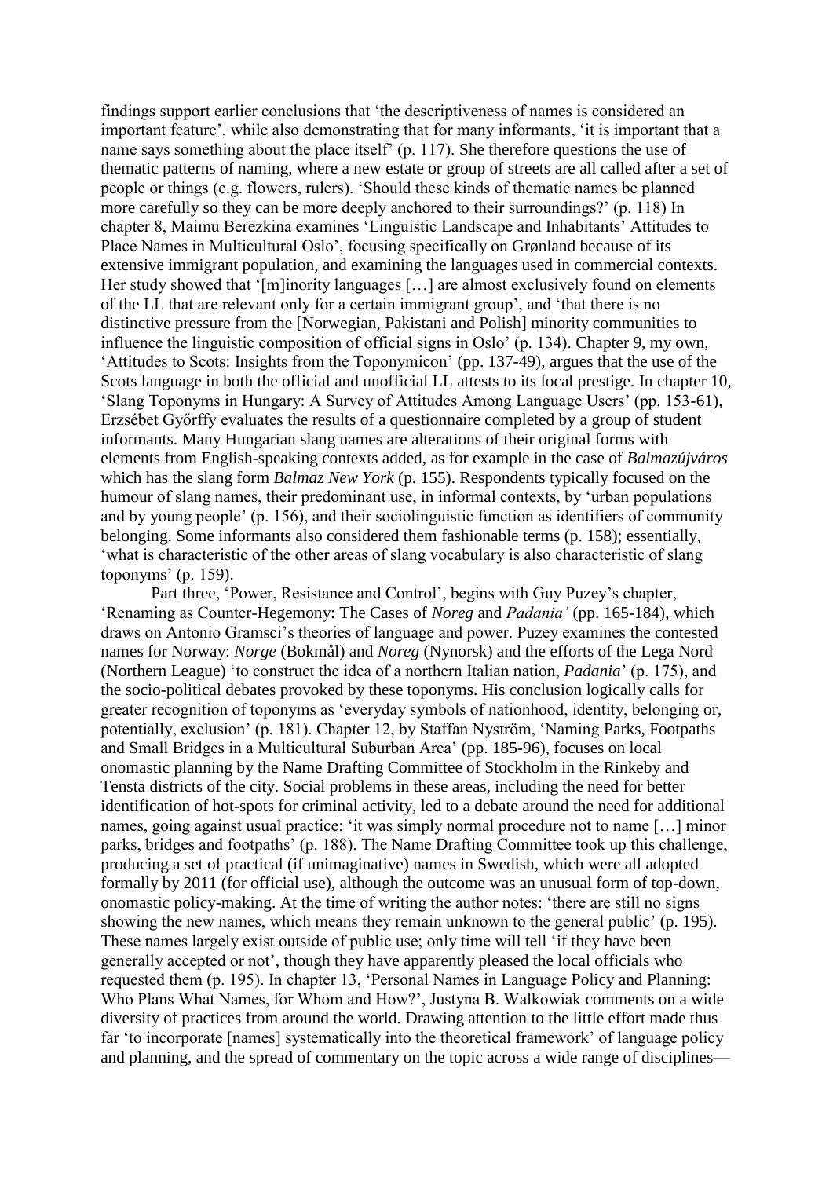findings support earlier conclusions that 'the descriptiveness of names is considered an important feature', while also demonstrating that for many informants, 'it is important that a name says something about the place itself' (p. 117). She therefore questions the use of thematic patterns of naming, where a new estate or group of streets are all called after a set of people or things (e.g. flowers, rulers). 'Should these kinds of thematic names be planned more carefully so they can be more deeply anchored to their surroundings?' (p. 118) In chapter 8, Maimu Berezkina examines 'Linguistic Landscape and Inhabitants' Attitudes to Place Names in Multicultural Oslo', focusing specifically on Grønland because of its extensive immigrant population, and examining the languages used in commercial contexts. Her study showed that '[m]inority languages […] are almost exclusively found on elements of the LL that are relevant only for a certain immigrant group', and 'that there is no distinctive pressure from the [Norwegian, Pakistani and Polish] minority communities to influence the linguistic composition of official signs in Oslo' (p. 134). Chapter 9, my own, 'Attitudes to Scots: Insights from the Toponymicon' (pp. 137-49), argues that the use of the Scots language in both the official and unofficial LL attests to its local prestige. In chapter 10, 'Slang Toponyms in Hungary: A Survey of Attitudes Among Language Users' (pp. 153-61), Erzsébet Győrffy evaluates the results of a questionnaire completed by a group of student informants. Many Hungarian slang names are alterations of their original forms with elements from English-speaking contexts added, as for example in the case of *Balmazújváros* which has the slang form *Balmaz New York* (p. 155). Respondents typically focused on the humour of slang names, their predominant use, in informal contexts, by 'urban populations and by young people' (p. 156), and their sociolinguistic function as identifiers of community belonging. Some informants also considered them fashionable terms (p. 158); essentially, 'what is characteristic of the other areas of slang vocabulary is also characteristic of slang toponyms' (p. 159).

Part three, 'Power, Resistance and Control', begins with Guy Puzey's chapter, 'Renaming as Counter-Hegemony: The Cases of *Noreg* and *Padania'* (pp. 165-184), which draws on Antonio Gramsci's theories of language and power. Puzey examines the contested names for Norway: *Norge* (Bokmål) and *Noreg* (Nynorsk) and the efforts of the Lega Nord (Northern League) 'to construct the idea of a northern Italian nation, *Padania*' (p. 175), and the socio-political debates provoked by these toponyms. His conclusion logically calls for greater recognition of toponyms as 'everyday symbols of nationhood, identity, belonging or, potentially, exclusion' (p. 181). Chapter 12, by Staffan Nyström, 'Naming Parks, Footpaths and Small Bridges in a Multicultural Suburban Area' (pp. 185-96), focuses on local onomastic planning by the Name Drafting Committee of Stockholm in the Rinkeby and Tensta districts of the city. Social problems in these areas, including the need for better identification of hot-spots for criminal activity, led to a debate around the need for additional names, going against usual practice: 'it was simply normal procedure not to name […] minor parks, bridges and footpaths' (p. 188). The Name Drafting Committee took up this challenge, producing a set of practical (if unimaginative) names in Swedish, which were all adopted formally by 2011 (for official use), although the outcome was an unusual form of top-down, onomastic policy-making. At the time of writing the author notes: 'there are still no signs showing the new names, which means they remain unknown to the general public' (p. 195). These names largely exist outside of public use; only time will tell 'if they have been generally accepted or not', though they have apparently pleased the local officials who requested them (p. 195). In chapter 13, 'Personal Names in Language Policy and Planning: Who Plans What Names, for Whom and How?', Justyna B. Walkowiak comments on a wide diversity of practices from around the world. Drawing attention to the little effort made thus far 'to incorporate [names] systematically into the theoretical framework' of language policy and planning, and the spread of commentary on the topic across a wide range of disciplines—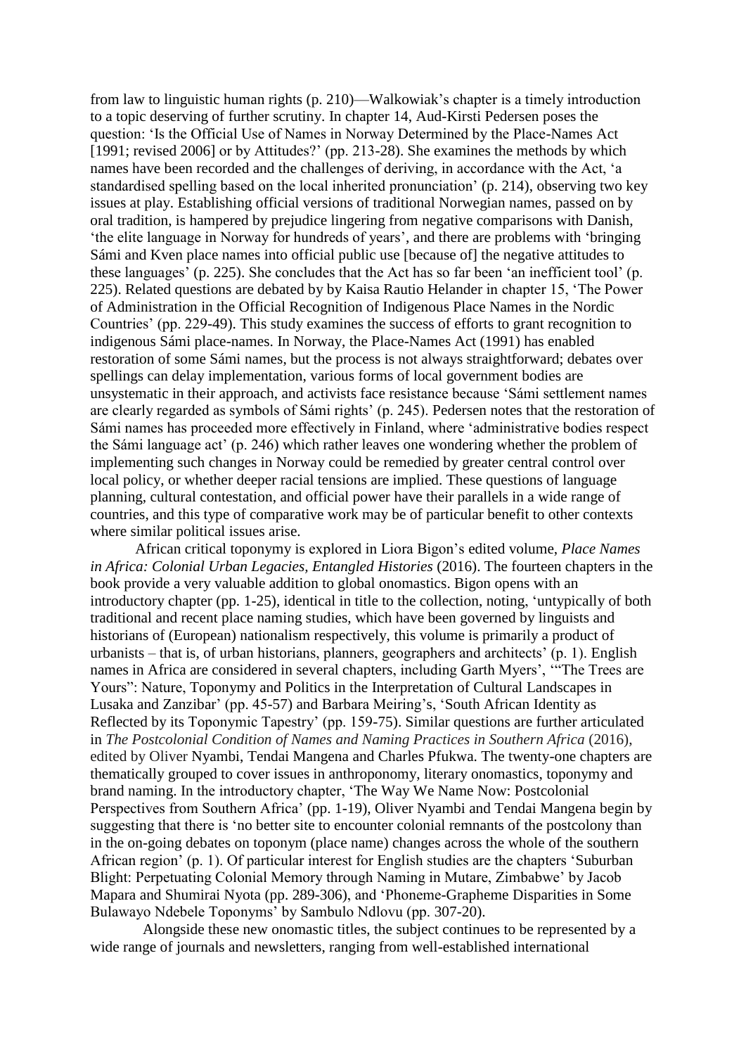from law to linguistic human rights (p. 210)—Walkowiak's chapter is a timely introduction to a topic deserving of further scrutiny. In chapter 14, Aud-Kirsti Pedersen poses the question: 'Is the Official Use of Names in Norway Determined by the Place-Names Act [1991; revised 2006] or by Attitudes?' (pp. 213-28). She examines the methods by which names have been recorded and the challenges of deriving, in accordance with the Act, 'a standardised spelling based on the local inherited pronunciation' (p. 214), observing two key issues at play. Establishing official versions of traditional Norwegian names, passed on by oral tradition, is hampered by prejudice lingering from negative comparisons with Danish, 'the elite language in Norway for hundreds of years', and there are problems with 'bringing Sámi and Kven place names into official public use [because of] the negative attitudes to these languages' (p. 225). She concludes that the Act has so far been 'an inefficient tool' (p. 225). Related questions are debated by by Kaisa Rautio Helander in chapter 15, 'The Power of Administration in the Official Recognition of Indigenous Place Names in the Nordic Countries' (pp. 229-49). This study examines the success of efforts to grant recognition to indigenous Sámi place-names. In Norway, the Place-Names Act (1991) has enabled restoration of some Sámi names, but the process is not always straightforward; debates over spellings can delay implementation, various forms of local government bodies are unsystematic in their approach, and activists face resistance because 'Sámi settlement names are clearly regarded as symbols of Sámi rights' (p. 245). Pedersen notes that the restoration of Sámi names has proceeded more effectively in Finland, where 'administrative bodies respect the Sámi language act' (p. 246) which rather leaves one wondering whether the problem of implementing such changes in Norway could be remedied by greater central control over local policy, or whether deeper racial tensions are implied. These questions of language planning, cultural contestation, and official power have their parallels in a wide range of countries, and this type of comparative work may be of particular benefit to other contexts where similar political issues arise.

African critical toponymy is explored in Liora Bigon's edited volume, *Place Names in Africa: Colonial Urban Legacies, Entangled Histories* (2016). The fourteen chapters in the book provide a very valuable addition to global onomastics. Bigon opens with an introductory chapter (pp. 1-25), identical in title to the collection, noting, 'untypically of both traditional and recent place naming studies, which have been governed by linguists and historians of (European) nationalism respectively, this volume is primarily a product of urbanists – that is, of urban historians, planners, geographers and architects' (p. 1). English names in Africa are considered in several chapters, including Garth Myers', '"The Trees are Yours": Nature, Toponymy and Politics in the Interpretation of Cultural Landscapes in Lusaka and Zanzibar' (pp. 45-57) and Barbara Meiring's, 'South African Identity as Reflected by its Toponymic Tapestry' (pp. 159-75). Similar questions are further articulated in *The Postcolonial Condition of Names and Naming Practices in Southern Africa* (2016), edited by Oliver Nyambi, Tendai Mangena and Charles Pfukwa. The twenty-one chapters are thematically grouped to cover issues in anthroponomy, literary onomastics, toponymy and brand naming. In the introductory chapter, 'The Way We Name Now: Postcolonial Perspectives from Southern Africa' (pp. 1-19), Oliver Nyambi and Tendai Mangena begin by suggesting that there is 'no better site to encounter colonial remnants of the postcolony than in the on-going debates on toponym (place name) changes across the whole of the southern African region' (p. 1). Of particular interest for English studies are the chapters 'Suburban Blight: Perpetuating Colonial Memory through Naming in Mutare, Zimbabwe' by Jacob Mapara and Shumirai Nyota (pp. 289-306), and 'Phoneme-Grapheme Disparities in Some Bulawayo Ndebele Toponyms' by Sambulo Ndlovu (pp. 307-20).

Alongside these new onomastic titles, the subject continues to be represented by a wide range of journals and newsletters, ranging from well-established international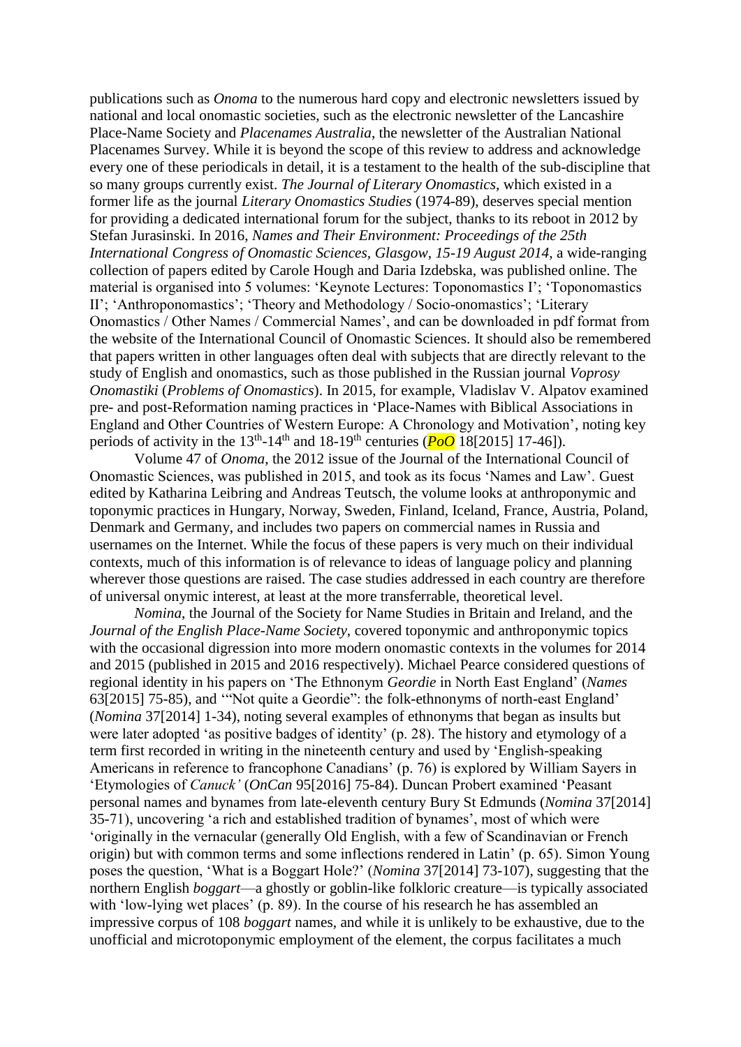publications such as *Onoma* to the numerous hard copy and electronic newsletters issued by national and local onomastic societies, such as the electronic newsletter of the Lancashire Place-Name Society and *Placenames Australia*, the newsletter of the Australian National Placenames Survey. While it is beyond the scope of this review to address and acknowledge every one of these periodicals in detail, it is a testament to the health of the sub-discipline that so many groups currently exist. *The Journal of Literary Onomastics*, which existed in a former life as the journal *Literary Onomastics Studies* (1974-89), deserves special mention for providing a dedicated international forum for the subject, thanks to its reboot in 2012 by Stefan Jurasinski. In 2016, *Names and Their Environment: Proceedings of the 25th International Congress of Onomastic Sciences, Glasgow, 15-19 August 2014*, a wide-ranging collection of papers edited by Carole Hough and Daria Izdebska, was published online. The material is organised into 5 volumes: 'Keynote Lectures: Toponomastics I'; 'Toponomastics II'; 'Anthroponomastics'; 'Theory and Methodology / Socio-onomastics'; 'Literary Onomastics / Other Names / Commercial Names', and can be downloaded in pdf format from the website of the International Council of Onomastic Sciences. It should also be remembered that papers written in other languages often deal with subjects that are directly relevant to the study of English and onomastics, such as those published in the Russian journal *Voprosy Onomastiki* (*Problems of Onomastics*). In 2015, for example, Vladislav V. Alpatov examined pre- and post-Reformation naming practices in 'Place-Names with Biblical Associations in England and Other Countries of Western Europe: A Chronology and Motivation', noting key periods of activity in the 13th-14th and 18-19th centuries (*PoO* 18[2015] 17-46]).

Volume 47 of *Onoma*, the 2012 issue of the Journal of the International Council of Onomastic Sciences, was published in 2015, and took as its focus 'Names and Law'. Guest edited by Katharina Leibring and Andreas Teutsch, the volume looks at anthroponymic and toponymic practices in Hungary, Norway, Sweden, Finland, Iceland, France, Austria, Poland, Denmark and Germany, and includes two papers on commercial names in Russia and usernames on the Internet. While the focus of these papers is very much on their individual contexts, much of this information is of relevance to ideas of language policy and planning wherever those questions are raised. The case studies addressed in each country are therefore of universal onymic interest, at least at the more transferrable, theoretical level.

*Nomina*, the Journal of the Society for Name Studies in Britain and Ireland, and the *Journal of the English Place-Name Society*, covered toponymic and anthroponymic topics with the occasional digression into more modern onomastic contexts in the volumes for 2014 and 2015 (published in 2015 and 2016 respectively). Michael Pearce considered questions of regional identity in his papers on 'The Ethnonym *Geordie* in North East England' (*Names* 63[2015] 75-85), and '"Not quite a Geordie": the folk-ethnonyms of north-east England' (*Nomina* 37[2014] 1-34), noting several examples of ethnonyms that began as insults but were later adopted 'as positive badges of identity' (p. 28). The history and etymology of a term first recorded in writing in the nineteenth century and used by 'English-speaking Americans in reference to francophone Canadians' (p. 76) is explored by William Sayers in 'Etymologies of *Canuck'* (*OnCan* 95[2016] 75-84). Duncan Probert examined 'Peasant personal names and bynames from late-eleventh century Bury St Edmunds (*Nomina* 37[2014] 35-71), uncovering 'a rich and established tradition of bynames', most of which were 'originally in the vernacular (generally Old English, with a few of Scandinavian or French origin) but with common terms and some inflections rendered in Latin' (p. 65). Simon Young poses the question, 'What is a Boggart Hole?' (*Nomina* 37[2014] 73-107), suggesting that the northern English *boggart*—a ghostly or goblin-like folkloric creature—is typically associated with 'low-lying wet places' (p. 89). In the course of his research he has assembled an impressive corpus of 108 *boggart* names, and while it is unlikely to be exhaustive, due to the unofficial and microtoponymic employment of the element, the corpus facilitates a much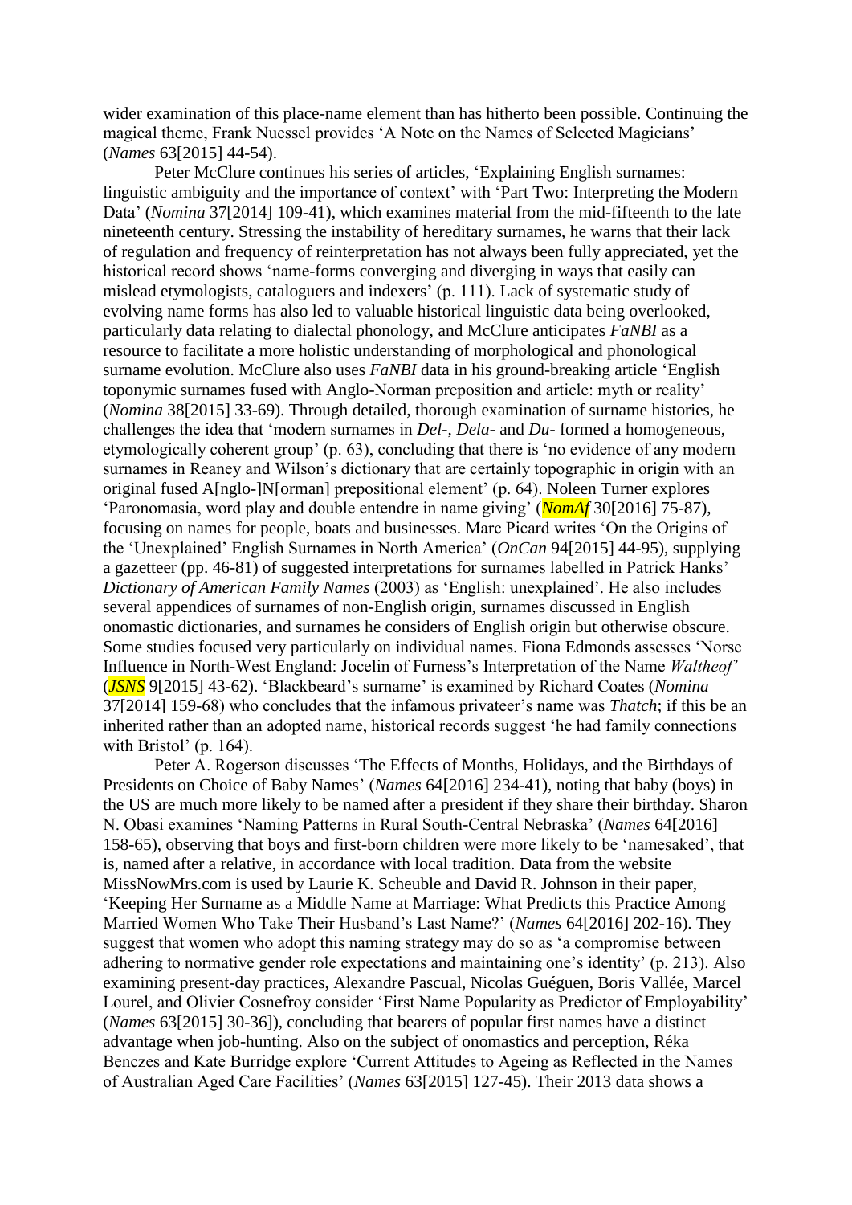wider examination of this place-name element than has hitherto been possible. Continuing the magical theme, Frank Nuessel provides 'A Note on the Names of Selected Magicians' (*Names* 63[2015] 44-54).

Peter McClure continues his series of articles, 'Explaining English surnames: linguistic ambiguity and the importance of context' with 'Part Two: Interpreting the Modern Data' (*Nomina* 37[2014] 109-41), which examines material from the mid-fifteenth to the late nineteenth century. Stressing the instability of hereditary surnames, he warns that their lack of regulation and frequency of reinterpretation has not always been fully appreciated, yet the historical record shows 'name-forms converging and diverging in ways that easily can mislead etymologists, cataloguers and indexers' (p. 111). Lack of systematic study of evolving name forms has also led to valuable historical linguistic data being overlooked, particularly data relating to dialectal phonology, and McClure anticipates *FaNBI* as a resource to facilitate a more holistic understanding of morphological and phonological surname evolution. McClure also uses *FaNBI* data in his ground-breaking article 'English toponymic surnames fused with Anglo-Norman preposition and article: myth or reality' (*Nomina* 38[2015] 33-69). Through detailed, thorough examination of surname histories, he challenges the idea that 'modern surnames in *Del-*, *Dela-* and *Du-* formed a homogeneous, etymologically coherent group' (p. 63), concluding that there is 'no evidence of any modern surnames in Reaney and Wilson's dictionary that are certainly topographic in origin with an original fused A[nglo-]N[orman] prepositional element' (p. 64). Noleen Turner explores 'Paronomasia, word play and double entendre in name giving' (*NomAf* 30[2016] 75-87), focusing on names for people, boats and businesses. Marc Picard writes 'On the Origins of the 'Unexplained' English Surnames in North America' (*OnCan* 94[2015] 44-95), supplying a gazetteer (pp. 46-81) of suggested interpretations for surnames labelled in Patrick Hanks' *Dictionary of American Family Names* (2003) as 'English: unexplained'. He also includes several appendices of surnames of non-English origin, surnames discussed in English onomastic dictionaries, and surnames he considers of English origin but otherwise obscure. Some studies focused very particularly on individual names. Fiona Edmonds assesses 'Norse Influence in North-West England: Jocelin of Furness's Interpretation of the Name *Waltheof*' (*JSNS* 9[2015] 43-62). 'Blackbeard's surname' is examined by Richard Coates (*Nomina* 37[2014] 159-68) who concludes that the infamous privateer's name was *Thatch*; if this be an inherited rather than an adopted name, historical records suggest 'he had family connections with Bristol' (p. 164).

Peter A. Rogerson discusses 'The Effects of Months, Holidays, and the Birthdays of Presidents on Choice of Baby Names' (*Names* 64[2016] 234-41), noting that baby (boys) in the US are much more likely to be named after a president if they share their birthday. Sharon N. Obasi examines 'Naming Patterns in Rural South-Central Nebraska' (*Names* 64[2016] 158-65), observing that boys and first-born children were more likely to be 'namesaked', that is, named after a relative, in accordance with local tradition. Data from the website MissNowMrs.com is used by Laurie K. Scheuble and David R. Johnson in their paper, 'Keeping Her Surname as a Middle Name at Marriage: What Predicts this Practice Among Married Women Who Take Their Husband's Last Name?' (*Names* 64[2016] 202-16). They suggest that women who adopt this naming strategy may do so as 'a compromise between adhering to normative gender role expectations and maintaining one's identity' (p. 213). Also examining present-day practices, Alexandre Pascual, Nicolas Guéguen, Boris Vallée, Marcel Lourel, and Olivier Cosnefroy consider 'First Name Popularity as Predictor of Employability' (*Names* 63[2015] 30-36]), concluding that bearers of popular first names have a distinct advantage when job-hunting. Also on the subject of onomastics and perception, Réka Benczes and Kate Burridge explore 'Current Attitudes to Ageing as Reflected in the Names of Australian Aged Care Facilities' (*Names* 63[2015] 127-45). Their 2013 data shows a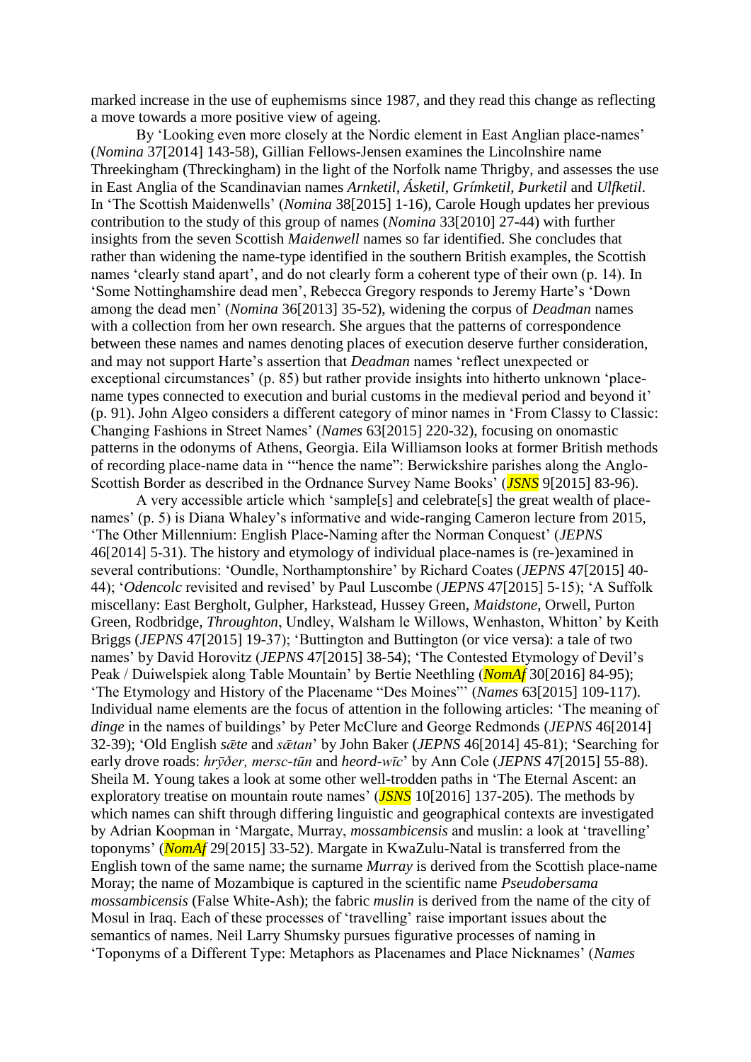marked increase in the use of euphemisms since 1987, and they read this change as reflecting a move towards a more positive view of ageing.

By 'Looking even more closely at the Nordic element in East Anglian place-names' (*Nomina* 37[2014] 143-58), Gillian Fellows-Jensen examines the Lincolnshire name Threekingham (Threckingham) in the light of the Norfolk name Thrigby, and assesses the use in East Anglia of the Scandinavian names *Arnketil*, *Ásketil*, *Grímketil*, *Þurketil* and *Ulfketil*. In 'The Scottish Maidenwells' (*Nomina* 38[2015] 1-16), Carole Hough updates her previous contribution to the study of this group of names (*Nomina* 33[2010] 27-44) with further insights from the seven Scottish *Maidenwell* names so far identified. She concludes that rather than widening the name-type identified in the southern British examples, the Scottish names 'clearly stand apart', and do not clearly form a coherent type of their own (p. 14). In 'Some Nottinghamshire dead men', Rebecca Gregory responds to Jeremy Harte's 'Down among the dead men' (*Nomina* 36[2013] 35-52), widening the corpus of *Deadman* names with a collection from her own research. She argues that the patterns of correspondence between these names and names denoting places of execution deserve further consideration, and may not support Harte's assertion that *Deadman* names 'reflect unexpected or exceptional circumstances' (p. 85) but rather provide insights into hitherto unknown 'place-name types connected to execution and burial customs in the medieval period and beyond it' (p. 91). John Algeo considers a different category of minor names in 'From Classy to Classic: Changing Fashions in Street Names' (*Names* 63[2015] 220-32), focusing on onomastic patterns in the odonyms of Athens, Georgia. Eila Williamson looks at former British methods of recording place-name data in '"hence the name": Berwickshire parishes along the Anglo-Scottish Border as described in the Ordnance Survey Name Books' (*JSNS* 9[2015] 83-96).

A very accessible article which 'sample[s] and celebrate[s] the great wealth of place-names' (p. 5) is Diana Whaley's informative and wide-ranging Cameron lecture from 2015, 'The Other Millennium: English Place-Naming after the Norman Conquest' (*JEPNS* 46[2014] 5-31). The history and etymology of individual place-names is (re-)examined in several contributions: 'Oundle, Northamptonshire' by Richard Coates (*JEPNS* 47[2015] 40-44); '*Odencolc* revisited and revised' by Paul Luscombe (*JEPNS* 47[2015] 5-15); 'A Suffolk miscellany: East Bergholt, Gulpher, Harkstead, Hussey Green, *Maidstone*, Orwell, Purton Green, Rodbridge, *Throughton*, Undley, Walsham le Willows, Wenhaston, Whitton' by Keith Briggs (*JEPNS* 47[2015] 19-37); 'Buttington and Buttington (or vice versa): a tale of two names' by David Horovitz (*JEPNS* 47[2015] 38-54); 'The Contested Etymology of Devil's Peak / Duiwelspiek along Table Mountain' by Bertie Neethling (*NomAf* 30[2016] 84-95); 'The Etymology and History of the Placename "Des Moines"' (*Names* 63[2015] 109-117). Individual name elements are the focus of attention in the following articles: 'The meaning of *dinge* in the names of buildings' by Peter McClure and George Redmonds (*JEPNS* 46[2014] 32-39); 'Old English *sǣte* and *sǣtan*' by John Baker (*JEPNS* 46[2014] 45-81); 'Searching for early drove roads: *hrȳðer, mersc-tūn* and *heord-wīc*' by Ann Cole (*JEPNS* 47[2015] 55-88). Sheila M. Young takes a look at some other well-trodden paths in 'The Eternal Ascent: an exploratory treatise on mountain route names' (*JSNS* 10[2016] 137-205). The methods by which names can shift through differing linguistic and geographical contexts are investigated by Adrian Koopman in 'Margate, Murray, *mossambicensis* and muslin: a look at 'travelling' toponyms' (*NomAf* 29[2015] 33-52). Margate in KwaZulu-Natal is transferred from the English town of the same name; the surname *Murray* is derived from the Scottish place-name Moray; the name of Mozambique is captured in the scientific name *Pseudobersama mossambicensis* (False White-Ash); the fabric *muslin* is derived from the name of the city of Mosul in Iraq. Each of these processes of 'travelling' raise important issues about the semantics of names. Neil Larry Shumsky pursues figurative processes of naming in 'Toponyms of a Different Type: Metaphors as Placenames and Place Nicknames' (*Names*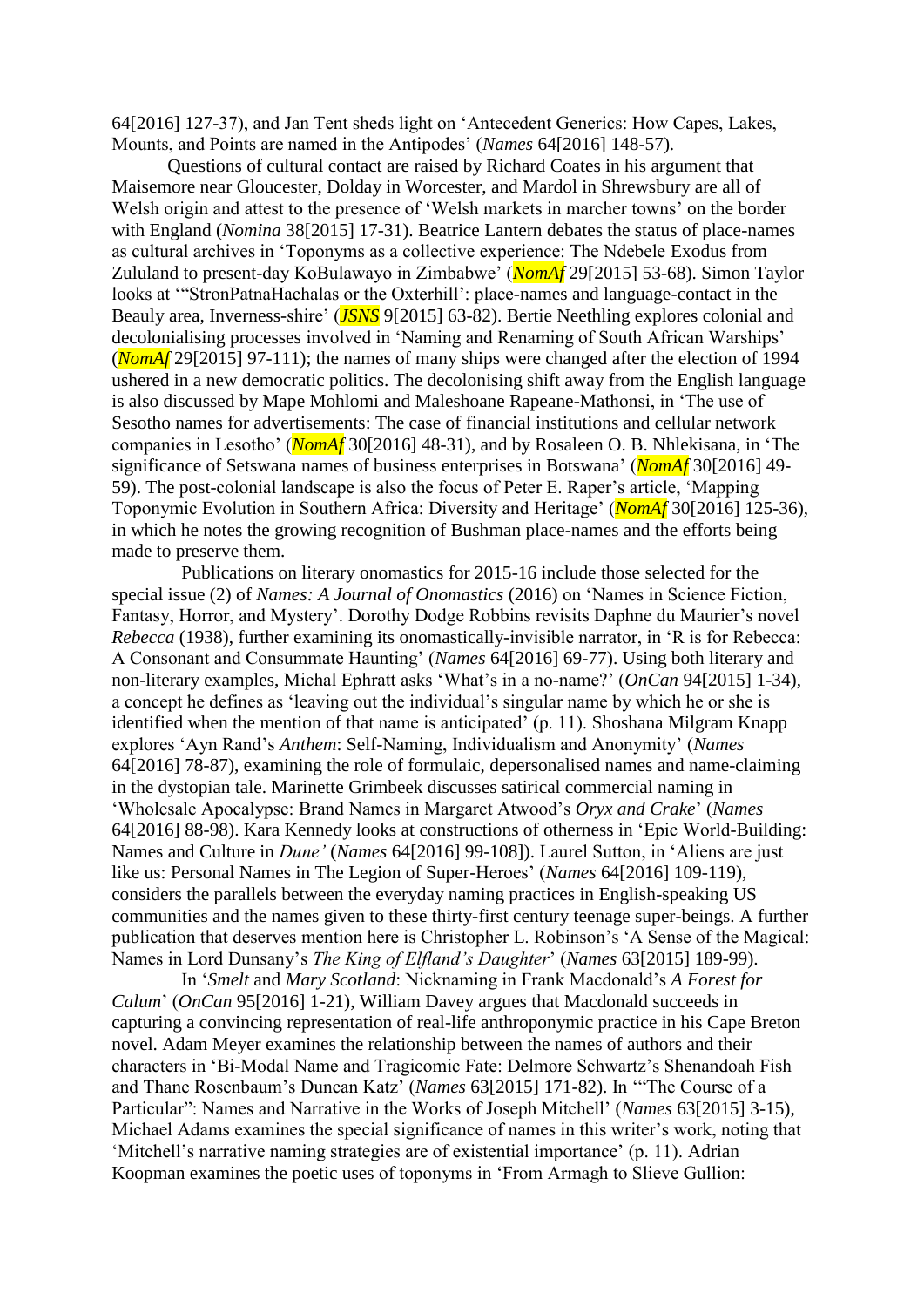64[2016] 127-37), and Jan Tent sheds light on 'Antecedent Generics: How Capes, Lakes, Mounts, and Points are named in the Antipodes' (*Names* 64[2016] 148-57).

Questions of cultural contact are raised by Richard Coates in his argument that Maisemore near Gloucester, Dolday in Worcester, and Mardol in Shrewsbury are all of Welsh origin and attest to the presence of 'Welsh markets in marcher towns' on the border with England (*Nomina* 38[2015] 17-31). Beatrice Lantern debates the status of place-names as cultural archives in 'Toponyms as a collective experience: The Ndebele Exodus from Zululand to present-day KoBulawayo in Zimbabwe' (*NomAf* 29[2015] 53-68). Simon Taylor looks at '"StronPatnaHachalas or the Oxterhill': place-names and language-contact in the Beauly area, Inverness-shire' (*JSNS* 9[2015] 63-82). Bertie Neethling explores colonial and decolonialising processes involved in 'Naming and Renaming of South African Warships' (*NomAf* 29[2015] 97-111); the names of many ships were changed after the election of 1994 ushered in a new democratic politics. The decolonising shift away from the English language is also discussed by Mape Mohlomi and Maleshoane Rapeane-Mathonsi, in 'The use of Sesotho names for advertisements: The case of financial institutions and cellular network companies in Lesotho' (*NomAf* 30[2016] 48-31), and by Rosaleen O. B. Nhlekisana, in 'The significance of Setswana names of business enterprises in Botswana' (*NomAf* 30[2016] 49-59). The post-colonial landscape is also the focus of Peter E. Raper's article, 'Mapping Toponymic Evolution in Southern Africa: Diversity and Heritage' (*NomAf* 30[2016] 125-36), in which he notes the growing recognition of Bushman place-names and the efforts being made to preserve them.

Publications on literary onomastics for 2015-16 include those selected for the special issue (2) of *Names: A Journal of Onomastics* (2016) on 'Names in Science Fiction, Fantasy, Horror, and Mystery'. Dorothy Dodge Robbins revisits Daphne du Maurier's novel *Rebecca* (1938), further examining its onomastically-invisible narrator, in 'R is for Rebecca: A Consonant and Consummate Haunting' (*Names* 64[2016] 69-77). Using both literary and non-literary examples, Michal Ephratt asks 'What's in a no-name?' (*OnCan* 94[2015] 1-34), a concept he defines as 'leaving out the individual's singular name by which he or she is identified when the mention of that name is anticipated' (p. 11). Shoshana Milgram Knapp explores 'Ayn Rand's *Anthem*: Self-Naming, Individualism and Anonymity' (*Names* 64[2016] 78-87), examining the role of formulaic, depersonalised names and name-claiming in the dystopian tale. Marinette Grimbeek discusses satirical commercial naming in 'Wholesale Apocalypse: Brand Names in Margaret Atwood's *Oryx and Crake*' (*Names* 64[2016] 88-98). Kara Kennedy looks at constructions of otherness in 'Epic World-Building: Names and Culture in *Dune'* (*Names* 64[2016] 99-108]). Laurel Sutton, in 'Aliens are just like us: Personal Names in The Legion of Super-Heroes' (*Names* 64[2016] 109-119), considers the parallels between the everyday naming practices in English-speaking US communities and the names given to these thirty-first century teenage super-beings. A further publication that deserves mention here is Christopher L. Robinson's 'A Sense of the Magical: Names in Lord Dunsany's *The King of Elfland's Daughter*' (*Names* 63[2015] 189-99).

In '*Smelt* and *Mary Scotland*: Nicknaming in Frank Macdonald's *A Forest for Calum*' (*OnCan* 95[2016] 1-21), William Davey argues that Macdonald succeeds in capturing a convincing representation of real-life anthroponymic practice in his Cape Breton novel. Adam Meyer examines the relationship between the names of authors and their characters in 'Bi-Modal Name and Tragicomic Fate: Delmore Schwartz's Shenandoah Fish and Thane Rosenbaum's Duncan Katz' (*Names* 63[2015] 171-82). In '"The Course of a Particular": Names and Narrative in the Works of Joseph Mitchell' (*Names* 63[2015] 3-15), Michael Adams examines the special significance of names in this writer's work, noting that 'Mitchell's narrative naming strategies are of existential importance' (p. 11). Adrian Koopman examines the poetic uses of toponyms in 'From Armagh to Slieve Gullion: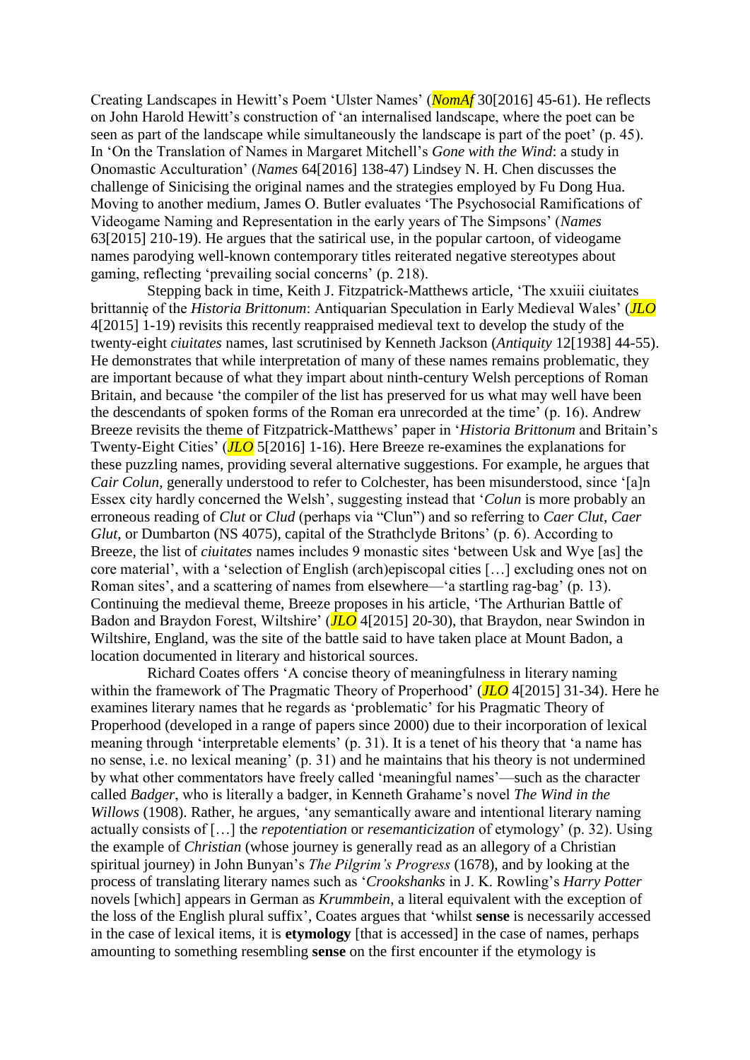Creating Landscapes in Hewitt's Poem 'Ulster Names' (*NomAf* 30[2016] 45-61). He reflects on John Harold Hewitt's construction of 'an internalised landscape, where the poet can be seen as part of the landscape while simultaneously the landscape is part of the poet' (p. 45). In 'On the Translation of Names in Margaret Mitchell's *Gone with the Wind*: a study in Onomastic Acculturation' (*Names* 64[2016] 138-47) Lindsey N. H. Chen discusses the challenge of Sinicising the original names and the strategies employed by Fu Dong Hua. Moving to another medium, James O. Butler evaluates 'The Psychosocial Ramifications of Videogame Naming and Representation in the early years of The Simpsons' (*Names* 63[2015] 210-19). He argues that the satirical use, in the popular cartoon, of videogame names parodying well-known contemporary titles reiterated negative stereotypes about gaming, reflecting 'prevailing social concerns' (p. 218).

Stepping back in time, Keith J. Fitzpatrick-Matthews article, 'The xxuiii ciuitates brittannię of the *Historia Brittonum*: Antiquarian Speculation in Early Medieval Wales' (*JLO* 4[2015] 1-19) revisits this recently reappraised medieval text to develop the study of the twenty-eight *ciuitates* names, last scrutinised by Kenneth Jackson (*Antiquity* 12[1938] 44-55). He demonstrates that while interpretation of many of these names remains problematic, they are important because of what they impart about ninth-century Welsh perceptions of Roman Britain, and because 'the compiler of the list has preserved for us what may well have been the descendants of spoken forms of the Roman era unrecorded at the time' (p. 16). Andrew Breeze revisits the theme of Fitzpatrick-Matthews' paper in '*Historia Brittonum* and Britain's Twenty-Eight Cities' (*JLO* 5[2016] 1-16). Here Breeze re-examines the explanations for these puzzling names, providing several alternative suggestions. For example, he argues that *Cair Colun*, generally understood to refer to Colchester, has been misunderstood, since '[a]n Essex city hardly concerned the Welsh', suggesting instead that '*Colun* is more probably an erroneous reading of *Clut* or *Clud* (perhaps via "Clun") and so referring to *Caer Clut*, *Caer Glut*, or Dumbarton (NS 4075), capital of the Strathclyde Britons' (p. 6). According to Breeze, the list of *ciuitates* names includes 9 monastic sites 'between Usk and Wye [as] the core material', with a 'selection of English (arch)episcopal cities […] excluding ones not on Roman sites', and a scattering of names from elsewhere—'a startling rag-bag' (p. 13). Continuing the medieval theme, Breeze proposes in his article, 'The Arthurian Battle of Badon and Braydon Forest, Wiltshire' (*JLO* 4[2015] 20-30), that Braydon, near Swindon in Wiltshire, England, was the site of the battle said to have taken place at Mount Badon, a location documented in literary and historical sources.

Richard Coates offers 'A concise theory of meaningfulness in literary naming within the framework of The Pragmatic Theory of Properhood' (*JLO* 4[2015] 31-34). Here he examines literary names that he regards as 'problematic' for his Pragmatic Theory of Properhood (developed in a range of papers since 2000) due to their incorporation of lexical meaning through 'interpretable elements' (p. 31). It is a tenet of his theory that 'a name has no sense, i.e. no lexical meaning' (p. 31) and he maintains that his theory is not undermined by what other commentators have freely called 'meaningful names'—such as the character called *Badger*, who is literally a badger, in Kenneth Grahame's novel *The Wind in the Willows* (1908). Rather, he argues, 'any semantically aware and intentional literary naming actually consists of […] the *repotentiation* or *resemanticization* of etymology' (p. 32). Using the example of *Christian* (whose journey is generally read as an allegory of a Christian spiritual journey) in John Bunyan's *The Pilgrim's Progress* (1678), and by looking at the process of translating literary names such as '*Crookshanks* in J. K. Rowling's *Harry Potter* novels [which] appears in German as *Krummbein*, a literal equivalent with the exception of the loss of the English plural suffix', Coates argues that 'whilst **sense** is necessarily accessed in the case of lexical items, it is **etymology** [that is accessed] in the case of names, perhaps amounting to something resembling **sense** on the first encounter if the etymology is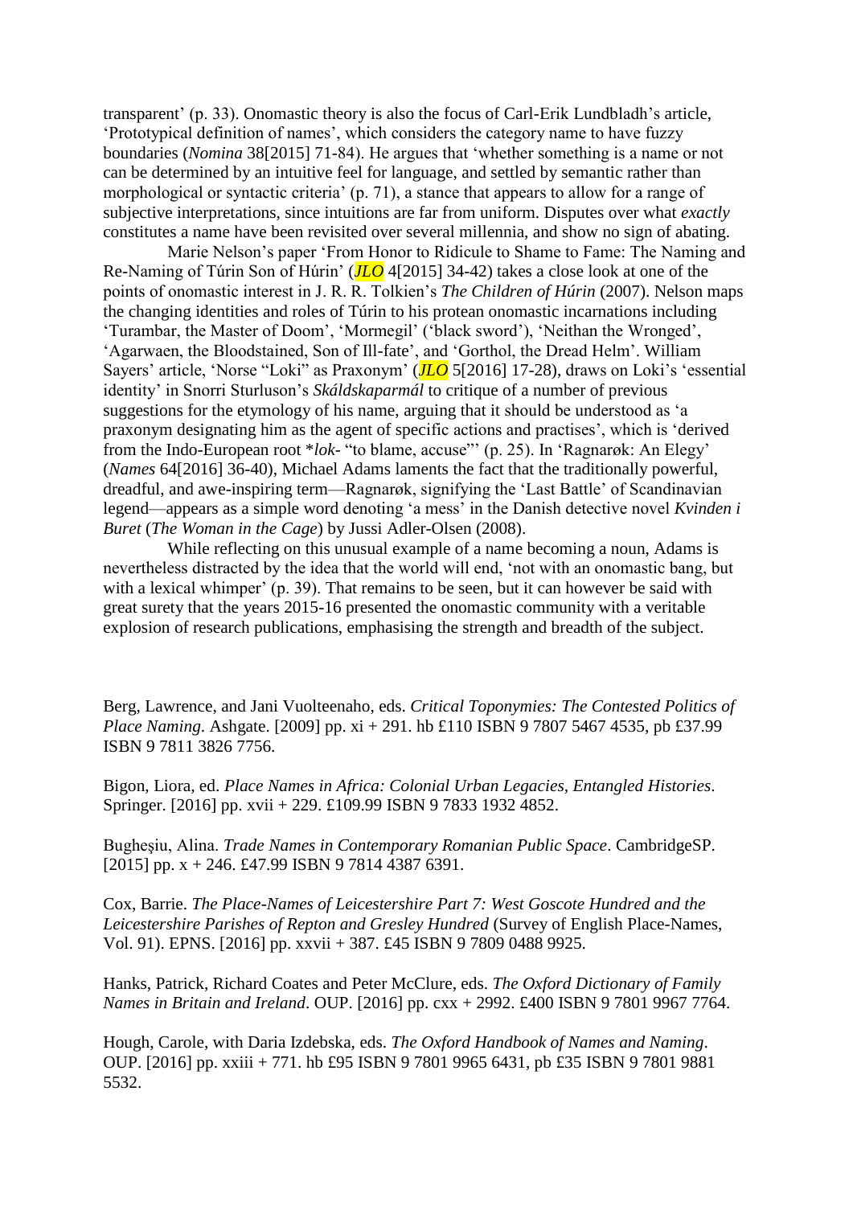transparent' (p. 33). Onomastic theory is also the focus of Carl-Erik Lundbladh's article, 'Prototypical definition of names', which considers the category name to have fuzzy boundaries (*Nomina* 38[2015] 71-84). He argues that 'whether something is a name or not can be determined by an intuitive feel for language, and settled by semantic rather than morphological or syntactic criteria' (p. 71), a stance that appears to allow for a range of subjective interpretations, since intuitions are far from uniform. Disputes over what *exactly* constitutes a name have been revisited over several millennia, and show no sign of abating.

Marie Nelson's paper 'From Honor to Ridicule to Shame to Fame: The Naming and Re-Naming of Túrin Son of Húrin' (*JLO* 4[2015] 34-42) takes a close look at one of the points of onomastic interest in J. R. R. Tolkien's *The Children of Húrin* (2007). Nelson maps the changing identities and roles of Túrin to his protean onomastic incarnations including 'Turambar, the Master of Doom', 'Mormegil' ('black sword'), 'Neithan the Wronged', 'Agarwaen, the Bloodstained, Son of Ill-fate', and 'Gorthol, the Dread Helm'. William Sayers' article, 'Norse "Loki" as Praxonym' (*JLO* 5[2016] 17-28), draws on Loki's 'essential identity' in Snorri Sturluson's *Skáldskaparmál* to critique of a number of previous suggestions for the etymology of his name, arguing that it should be understood as 'a praxonym designating him as the agent of specific actions and practises', which is 'derived from the Indo-European root \**lok*- "to blame, accuse"' (p. 25). In 'Ragnarøk: An Elegy' (*Names* 64[2016] 36-40), Michael Adams laments the fact that the traditionally powerful, dreadful, and awe-inspiring term—Ragnarøk, signifying the 'Last Battle' of Scandinavian legend—appears as a simple word denoting 'a mess' in the Danish detective novel *Kvinden i Buret* (*The Woman in the Cage*) by Jussi Adler-Olsen (2008).

While reflecting on this unusual example of a name becoming a noun, Adams is nevertheless distracted by the idea that the world will end, 'not with an onomastic bang, but with a lexical whimper' (p. 39). That remains to be seen, but it can however be said with great surety that the years 2015-16 presented the onomastic community with a veritable explosion of research publications, emphasising the strength and breadth of the subject.

Berg, Lawrence, and Jani Vuolteenaho, eds. *Critical Toponymies: The Contested Politics of Place Naming*. Ashgate. [2009] pp. xi + 291. hb £110 ISBN 9 7807 5467 4535, pb £37.99 ISBN 9 7811 3826 7756.

Bigon, Liora, ed. *Place Names in Africa: Colonial Urban Legacies, Entangled Histories*. Springer. [2016] pp. xvii + 229. £109.99 ISBN 9 7833 1932 4852.

Bugheşiu, Alina. *Trade Names in Contemporary Romanian Public Space*. CambridgeSP. [2015] pp. x + 246. £47.99 ISBN 9 7814 4387 6391.

Cox, Barrie. *The Place-Names of Leicestershire Part 7: West Goscote Hundred and the Leicestershire Parishes of Repton and Gresley Hundred* (Survey of English Place-Names, Vol. 91). EPNS. [2016] pp. xxvii + 387. £45 ISBN 9 7809 0488 9925.

Hanks, Patrick, Richard Coates and Peter McClure, eds. *The Oxford Dictionary of Family Names in Britain and Ireland*. OUP. [2016] pp. cxx + 2992. £400 ISBN 9 7801 9967 7764.

Hough, Carole, with Daria Izdebska, eds. *The Oxford Handbook of Names and Naming*. OUP. [2016] pp. xxiii + 771. hb £95 ISBN 9 7801 9965 6431, pb £35 ISBN 9 7801 9881 5532.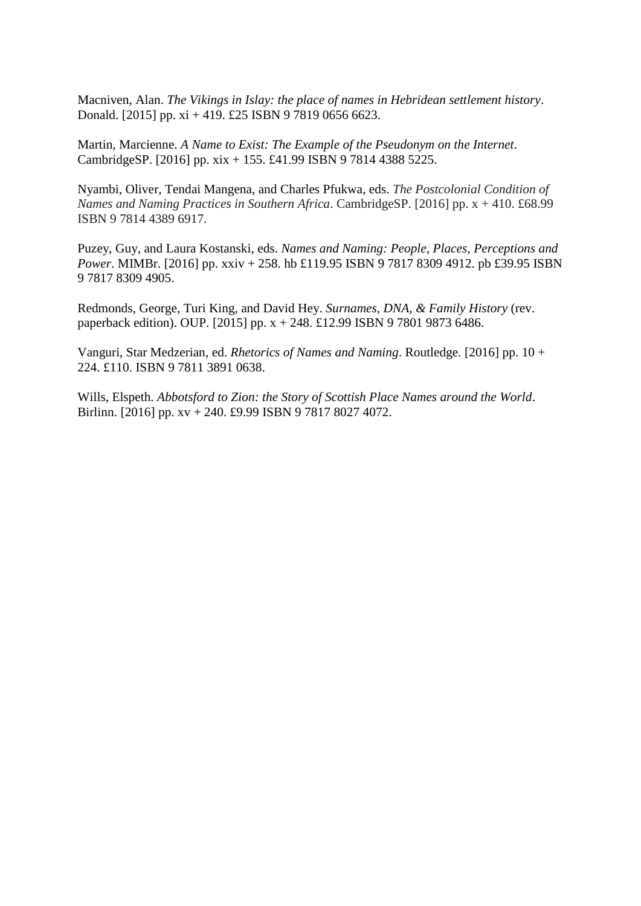Macniven, Alan. *The Vikings in Islay: the place of names in Hebridean settlement history*. Donald. [2015] pp. xi + 419. £25 ISBN 9 7819 0656 6623.

Martin, Marcienne. *A Name to Exist: The Example of the Pseudonym on the Internet*. CambridgeSP. [2016] pp. xix + 155. £41.99 ISBN 9 7814 4388 5225.

Nyambi, Oliver, Tendai Mangena, and Charles Pfukwa, eds. *The Postcolonial Condition of Names and Naming Practices in Southern Africa*. CambridgeSP. [2016] pp. x + 410. £68.99 ISBN 9 7814 4389 6917.

Puzey, Guy, and Laura Kostanski, eds. *Names and Naming: People, Places, Perceptions and Power*. MIMBr. [2016] pp. xxiv + 258. hb £119.95 ISBN 9 7817 8309 4912. pb £39.95 ISBN 9 7817 8309 4905.

Redmonds, George, Turi King, and David Hey. *Surnames, DNA, & Family History* (rev. paperback edition). OUP. [2015] pp. x + 248. £12.99 ISBN 9 7801 9873 6486.

Vanguri, Star Medzerian, ed. *Rhetorics of Names and Naming*. Routledge. [2016] pp. 10 + 224. £110. ISBN 9 7811 3891 0638.

Wills, Elspeth. *Abbotsford to Zion: the Story of Scottish Place Names around the World*. Birlinn. [2016] pp. xv + 240. £9.99 ISBN 9 7817 8027 4072.